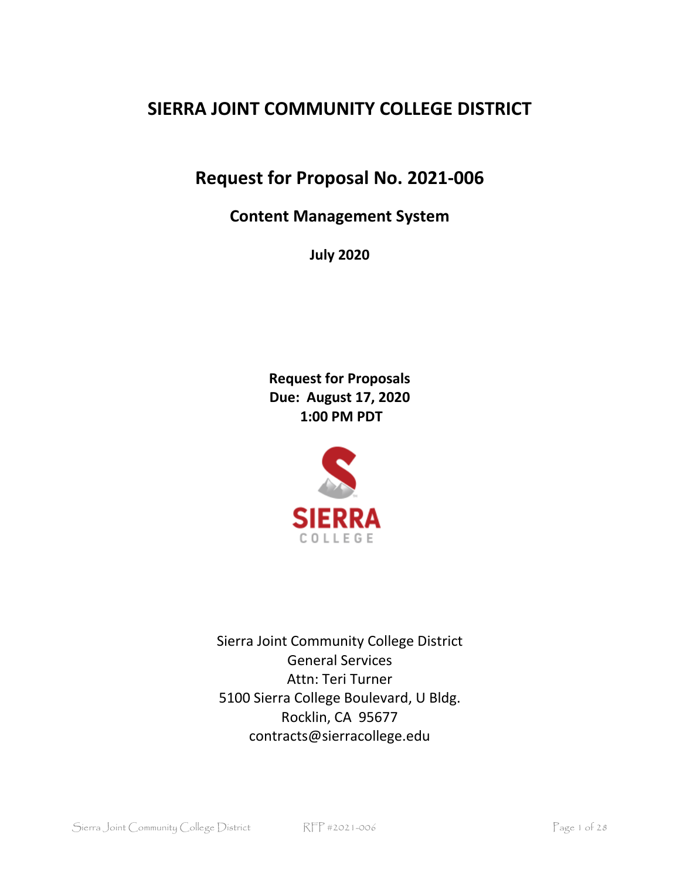# SIERRA JOINT COMMUNITY COLLEGE DISTRICT

## Request for Proposal No. 2021-006

### Content Management System

**July 2020**

**Request for Proposals**
**Due: August 17, 2020**
**1:00 PM PDT**

SIERRA
COLLEGE

Sierra Joint Community College District
General Services
Attn: Teri Turner
5100 Sierra College Boulevard, U Bldg.
Rocklin, CA 95677
contracts@sierracollege.edu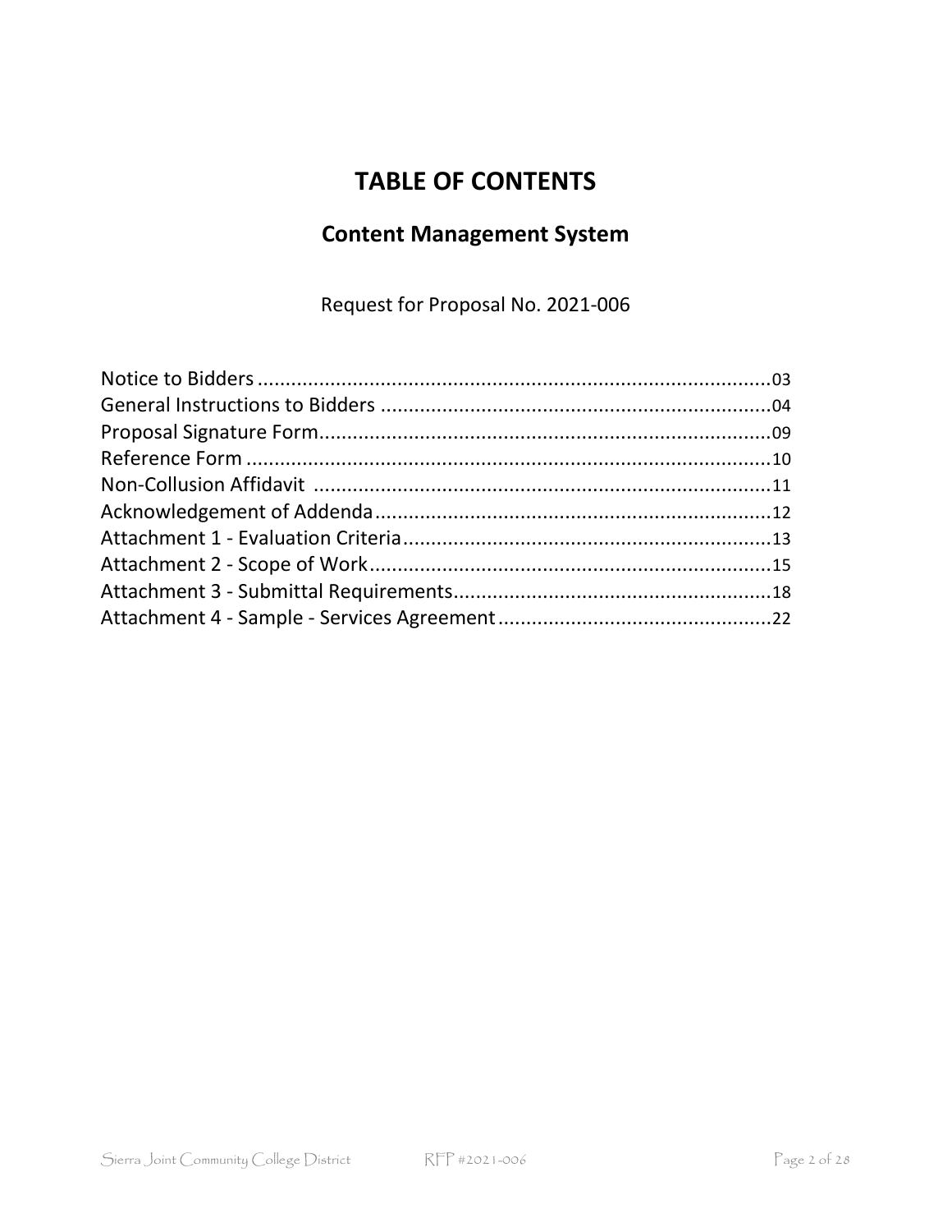# TABLE OF CONTENTS

## Content Management System

Request for Proposal No. 2021-006

Notice to Bidders ............................................................................................03
General Instructions to Bidders ......................................................................04
Proposal Signature Form..................................................................................09
Reference Form ...............................................................................................10
Non-Collusion Affidavit ...................................................................................11
Acknowledgement of Addenda........................................................................12
Attachment 1 - Evaluation Criteria..................................................................13
Attachment 2 - Scope of Work........................................................................15
Attachment 3 - Submittal Requirements.........................................................18
Attachment 4 - Sample - Services Agreement.................................................22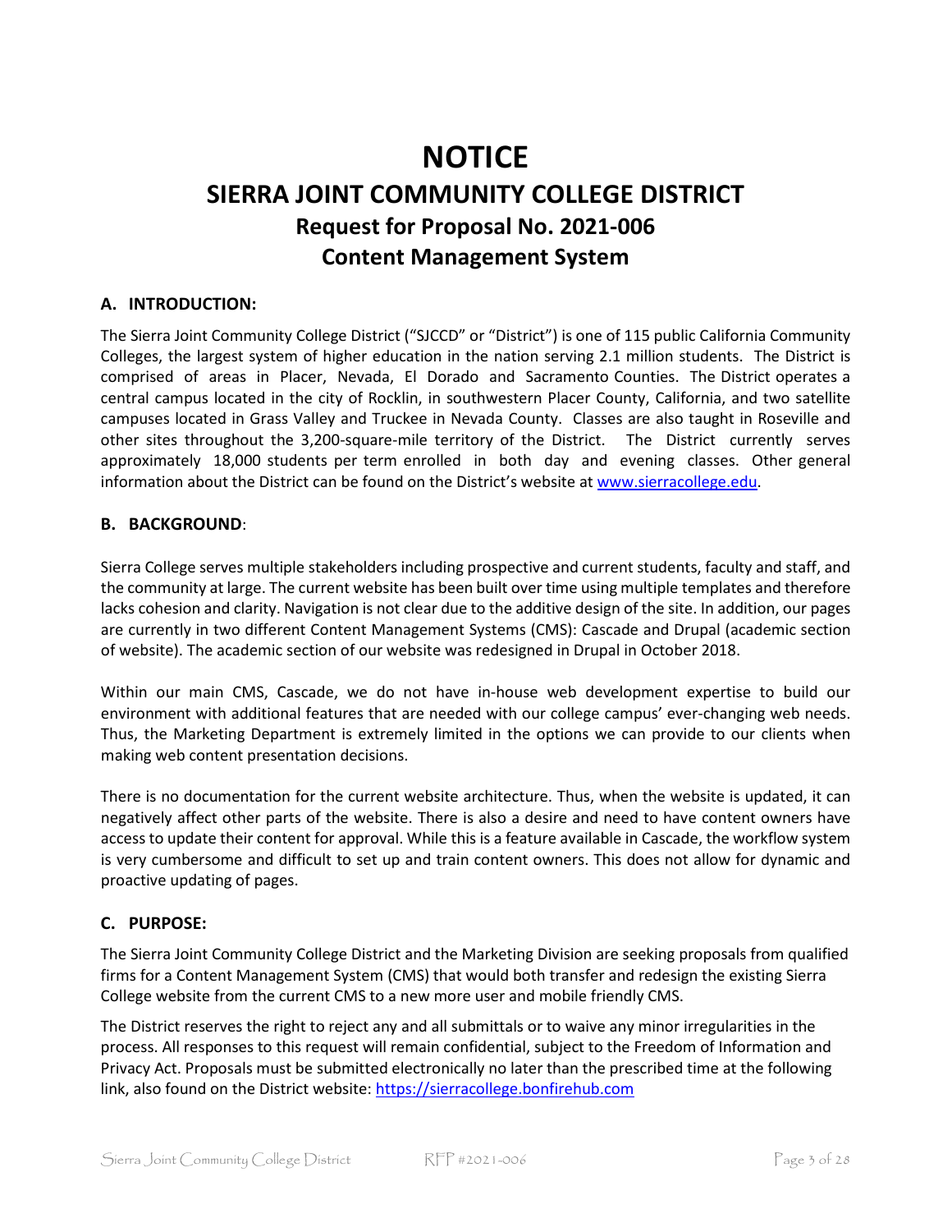# NOTICE

## SIERRA JOINT COMMUNITY COLLEGE DISTRICT

### Request for Proposal No. 2021-006

### Content Management System

**A. INTRODUCTION:**

The Sierra Joint Community College District ("SJCCD" or "District") is one of 115 public California Community Colleges, the largest system of higher education in the nation serving 2.1 million students. The District is comprised of areas in Placer, Nevada, El Dorado and Sacramento Counties. The District operates a central campus located in the city of Rocklin, in southwestern Placer County, California, and two satellite campuses located in Grass Valley and Truckee in Nevada County. Classes are also taught in Roseville and other sites throughout the 3,200-square-mile territory of the District. The District currently serves approximately 18,000 students per term enrolled in both day and evening classes. Other general information about the District can be found on the District's website at www.sierracollege.edu.

**B. BACKGROUND**:

Sierra College serves multiple stakeholders including prospective and current students, faculty and staff, and the community at large. The current website has been built over time using multiple templates and therefore lacks cohesion and clarity. Navigation is not clear due to the additive design of the site. In addition, our pages are currently in two different Content Management Systems (CMS): Cascade and Drupal (academic section of website). The academic section of our website was redesigned in Drupal in October 2018.

Within our main CMS, Cascade, we do not have in-house web development expertise to build our environment with additional features that are needed with our college campus' ever-changing web needs. Thus, the Marketing Department is extremely limited in the options we can provide to our clients when making web content presentation decisions.

There is no documentation for the current website architecture. Thus, when the website is updated, it can negatively affect other parts of the website. There is also a desire and need to have content owners have access to update their content for approval. While this is a feature available in Cascade, the workflow system is very cumbersome and difficult to set up and train content owners. This does not allow for dynamic and proactive updating of pages.

**C. PURPOSE:**

The Sierra Joint Community College District and the Marketing Division are seeking proposals from qualified firms for a Content Management System (CMS) that would both transfer and redesign the existing Sierra College website from the current CMS to a new more user and mobile friendly CMS.

The District reserves the right to reject any and all submittals or to waive any minor irregularities in the process. All responses to this request will remain confidential, subject to the Freedom of Information and Privacy Act. Proposals must be submitted electronically no later than the prescribed time at the following link, also found on the District website: https://sierracollege.bonfirehub.com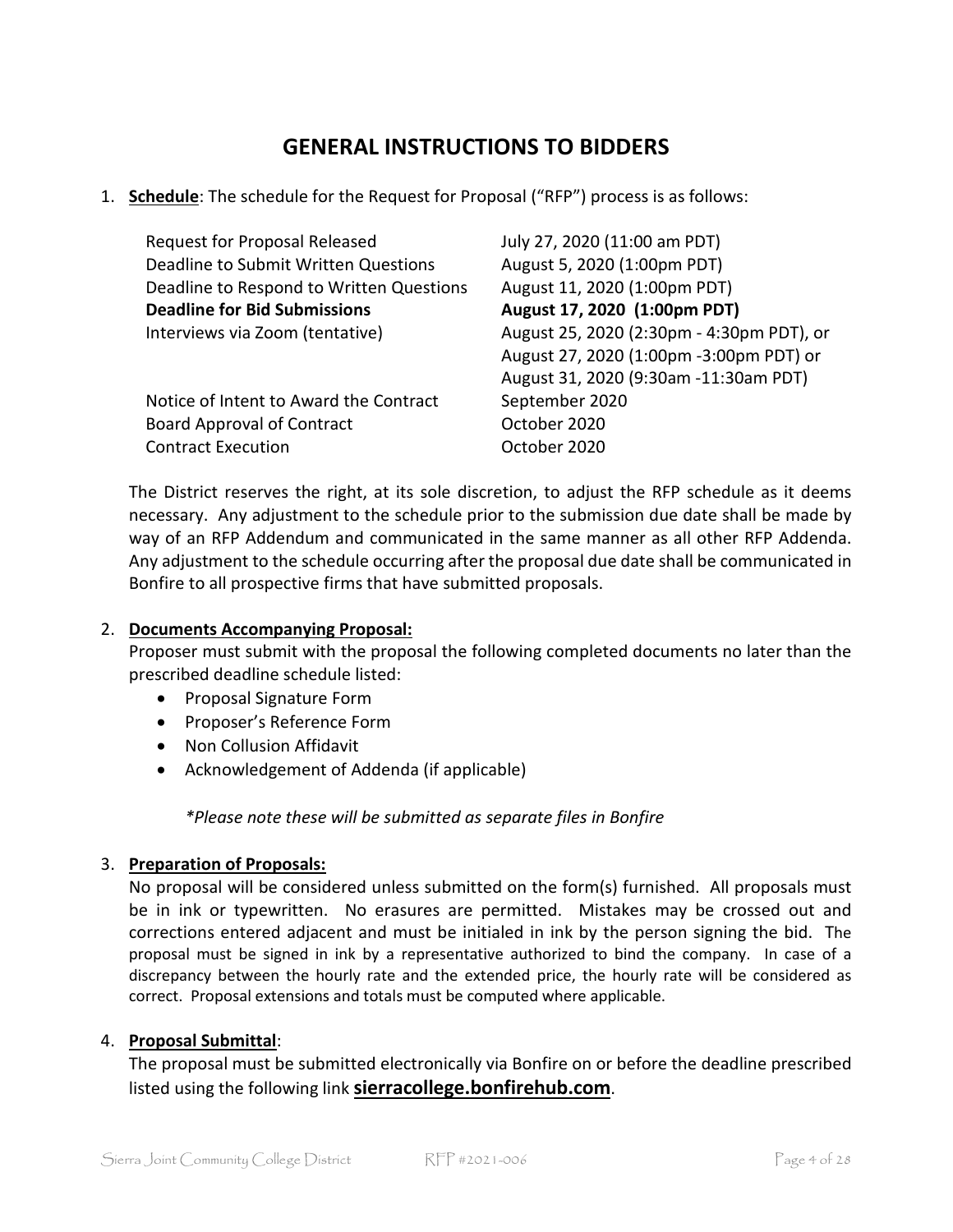# GENERAL INSTRUCTIONS TO BIDDERS

1. **Schedule**: The schedule for the Request for Proposal ("RFP") process is as follows:

| | |
|---|---|
| Request for Proposal Released | July 27, 2020 (11:00 am PDT) |
| Deadline to Submit Written Questions | August 5, 2020 (1:00pm PDT) |
| Deadline to Respond to Written Questions | August 11, 2020 (1:00pm PDT) |
| **Deadline for Bid Submissions** | **August 17, 2020 (1:00pm PDT)** |
| Interviews via Zoom (tentative) | August 25, 2020 (2:30pm - 4:30pm PDT), or August 27, 2020 (1:00pm -3:00pm PDT) or August 31, 2020 (9:30am -11:30am PDT) |
| Notice of Intent to Award the Contract | September 2020 |
| Board Approval of Contract | October 2020 |
| Contract Execution | October 2020 |

The District reserves the right, at its sole discretion, to adjust the RFP schedule as it deems necessary. Any adjustment to the schedule prior to the submission due date shall be made by way of an RFP Addendum and communicated in the same manner as all other RFP Addenda. Any adjustment to the schedule occurring after the proposal due date shall be communicated in Bonfire to all prospective firms that have submitted proposals.

2. **Documents Accompanying Proposal:**
Proposer must submit with the proposal the following completed documents no later than the prescribed deadline schedule listed:
   - Proposal Signature Form
   - Proposer's Reference Form
   - Non Collusion Affidavit
   - Acknowledgement of Addenda (if applicable)

   *\*Please note these will be submitted as separate files in Bonfire*

3. **Preparation of Proposals:**
No proposal will be considered unless submitted on the form(s) furnished. All proposals must be in ink or typewritten. No erasures are permitted. Mistakes may be crossed out and corrections entered adjacent and must be initialed in ink by the person signing the bid. The proposal must be signed in ink by a representative authorized to bind the company. In case of a discrepancy between the hourly rate and the extended price, the hourly rate will be considered as correct. Proposal extensions and totals must be computed where applicable.

4. **Proposal Submittal**:
The proposal must be submitted electronically via Bonfire on or before the deadline prescribed listed using the following link **sierracollege.bonfirehub.com**.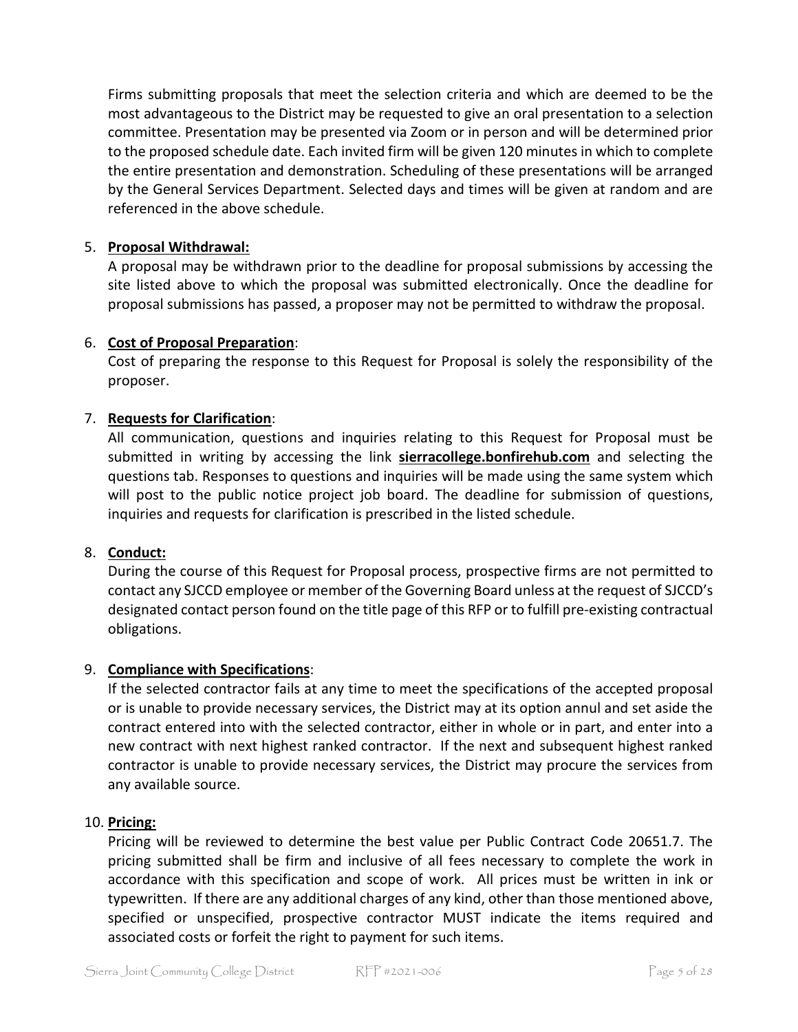Firms submitting proposals that meet the selection criteria and which are deemed to be the most advantageous to the District may be requested to give an oral presentation to a selection committee. Presentation may be presented via Zoom or in person and will be determined prior to the proposed schedule date. Each invited firm will be given 120 minutes in which to complete the entire presentation and demonstration. Scheduling of these presentations will be arranged by the General Services Department. Selected days and times will be given at random and are referenced in the above schedule.

5. **Proposal Withdrawal:**
   A proposal may be withdrawn prior to the deadline for proposal submissions by accessing the site listed above to which the proposal was submitted electronically. Once the deadline for proposal submissions has passed, a proposer may not be permitted to withdraw the proposal.

6. **Cost of Proposal Preparation**:
   Cost of preparing the response to this Request for Proposal is solely the responsibility of the proposer.

7. **Requests for Clarification**:
   All communication, questions and inquiries relating to this Request for Proposal must be submitted in writing by accessing the link **sierracollege.bonfirehub.com** and selecting the questions tab. Responses to questions and inquiries will be made using the same system which will post to the public notice project job board. The deadline for submission of questions, inquiries and requests for clarification is prescribed in the listed schedule.

8. **Conduct:**
   During the course of this Request for Proposal process, prospective firms are not permitted to contact any SJCCD employee or member of the Governing Board unless at the request of SJCCD's designated contact person found on the title page of this RFP or to fulfill pre-existing contractual obligations.

9. **Compliance with Specifications**:
   If the selected contractor fails at any time to meet the specifications of the accepted proposal or is unable to provide necessary services, the District may at its option annul and set aside the contract entered into with the selected contractor, either in whole or in part, and enter into a new contract with next highest ranked contractor. If the next and subsequent highest ranked contractor is unable to provide necessary services, the District may procure the services from any available source.

10. **Pricing:**
    Pricing will be reviewed to determine the best value per Public Contract Code 20651.7. The pricing submitted shall be firm and inclusive of all fees necessary to complete the work in accordance with this specification and scope of work. All prices must be written in ink or typewritten. If there are any additional charges of any kind, other than those mentioned above, specified or unspecified, prospective contractor MUST indicate the items required and associated costs or forfeit the right to payment for such items.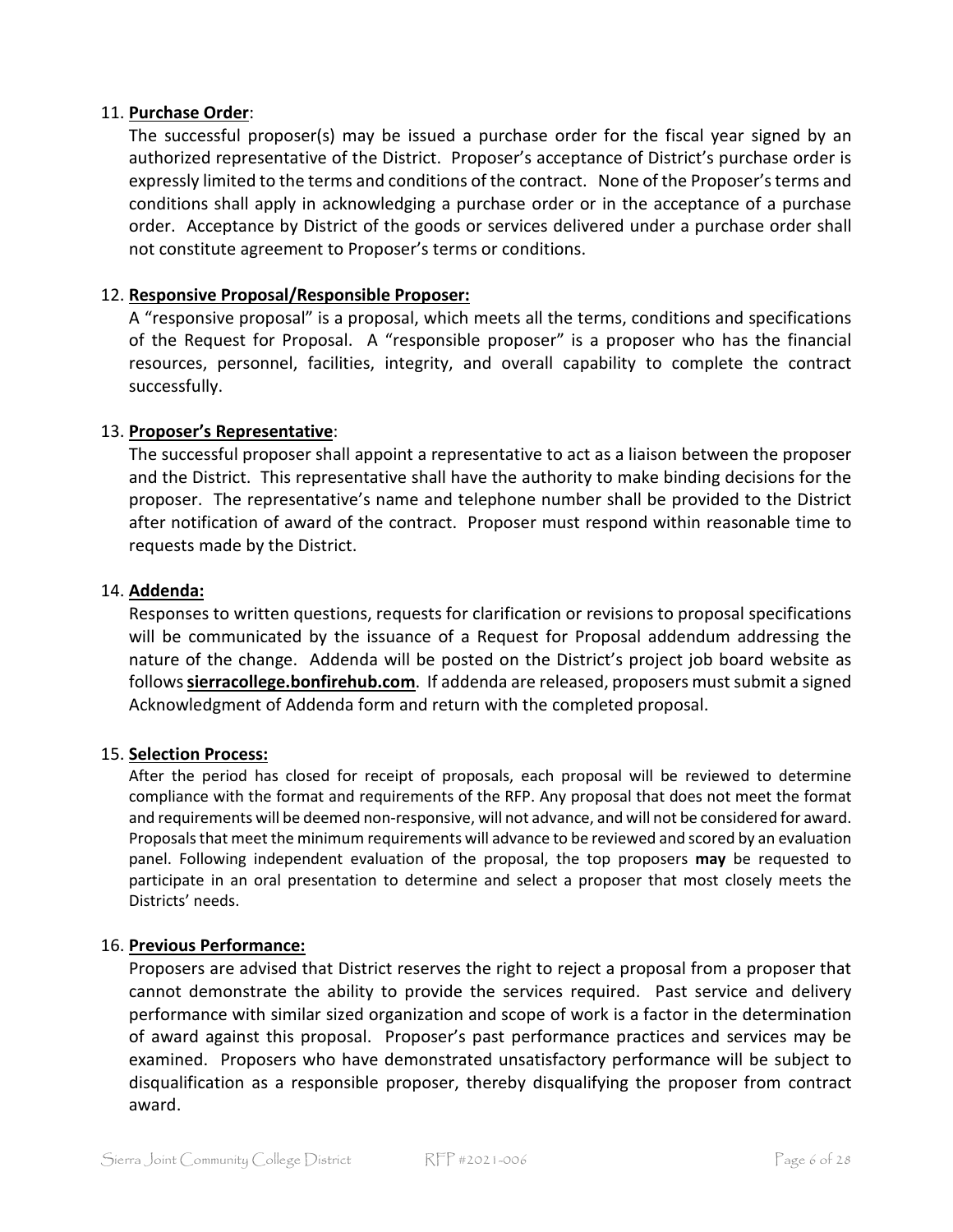11. **Purchase Order**:
The successful proposer(s) may be issued a purchase order for the fiscal year signed by an authorized representative of the District. Proposer's acceptance of District's purchase order is expressly limited to the terms and conditions of the contract. None of the Proposer's terms and conditions shall apply in acknowledging a purchase order or in the acceptance of a purchase order. Acceptance by District of the goods or services delivered under a purchase order shall not constitute agreement to Proposer's terms or conditions.

12. **Responsive Proposal/Responsible Proposer:**
A "responsive proposal" is a proposal, which meets all the terms, conditions and specifications of the Request for Proposal. A "responsible proposer" is a proposer who has the financial resources, personnel, facilities, integrity, and overall capability to complete the contract successfully.

13. **Proposer's Representative**:
The successful proposer shall appoint a representative to act as a liaison between the proposer and the District. This representative shall have the authority to make binding decisions for the proposer. The representative's name and telephone number shall be provided to the District after notification of award of the contract. Proposer must respond within reasonable time to requests made by the District.

14. **Addenda:**
Responses to written questions, requests for clarification or revisions to proposal specifications will be communicated by the issuance of a Request for Proposal addendum addressing the nature of the change. Addenda will be posted on the District's project job board website as follows **sierracollege.bonfirehub.com**. If addenda are released, proposers must submit a signed Acknowledgment of Addenda form and return with the completed proposal.

15. **Selection Process:**
After the period has closed for receipt of proposals, each proposal will be reviewed to determine compliance with the format and requirements of the RFP. Any proposal that does not meet the format and requirements will be deemed non-responsive, will not advance, and will not be considered for award. Proposals that meet the minimum requirements will advance to be reviewed and scored by an evaluation panel. Following independent evaluation of the proposal, the top proposers **may** be requested to participate in an oral presentation to determine and select a proposer that most closely meets the Districts' needs.

16. **Previous Performance:**
Proposers are advised that District reserves the right to reject a proposal from a proposer that cannot demonstrate the ability to provide the services required. Past service and delivery performance with similar sized organization and scope of work is a factor in the determination of award against this proposal. Proposer's past performance practices and services may be examined. Proposers who have demonstrated unsatisfactory performance will be subject to disqualification as a responsible proposer, thereby disqualifying the proposer from contract award.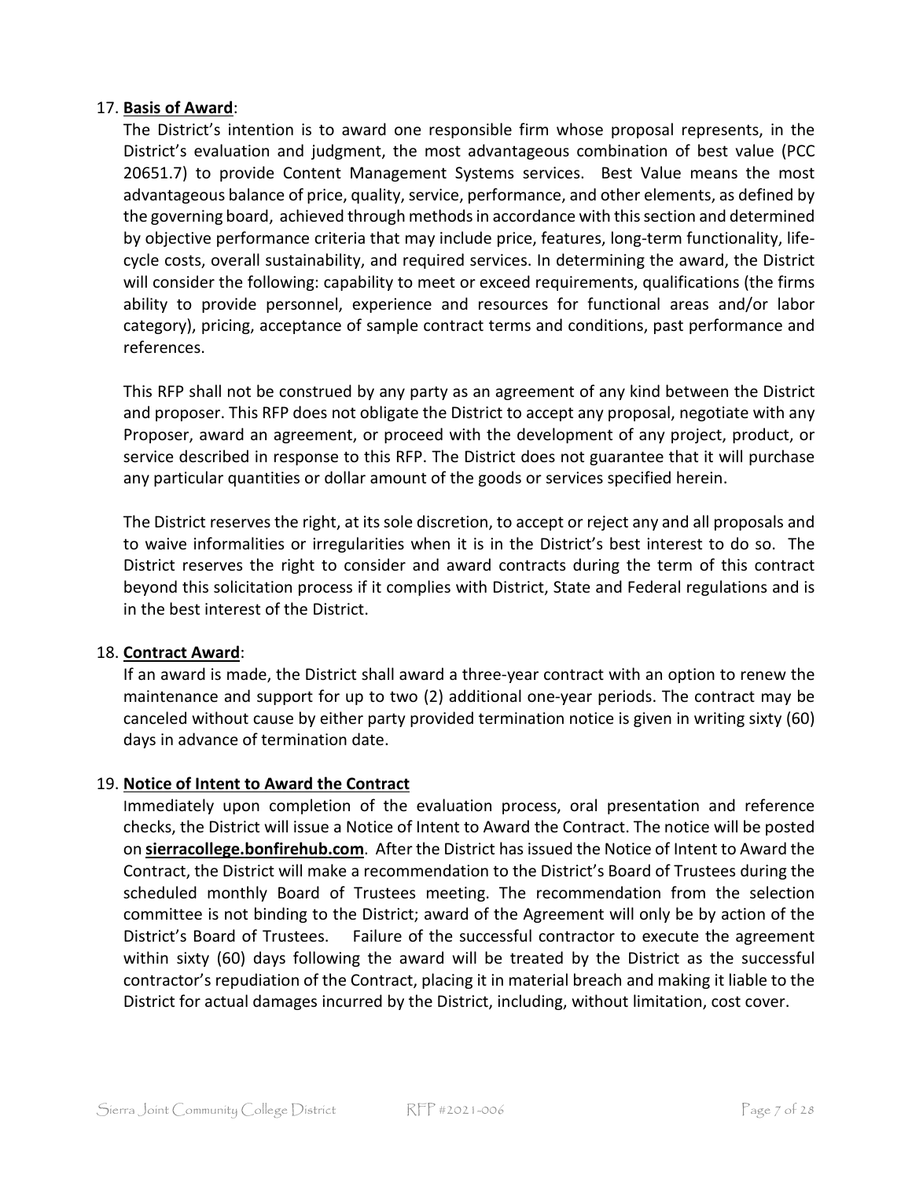17. **Basis of Award**:

The District's intention is to award one responsible firm whose proposal represents, in the District's evaluation and judgment, the most advantageous combination of best value (PCC 20651.7) to provide Content Management Systems services. Best Value means the most advantageous balance of price, quality, service, performance, and other elements, as defined by the governing board, achieved through methods in accordance with this section and determined by objective performance criteria that may include price, features, long-term functionality, life-cycle costs, overall sustainability, and required services. In determining the award, the District will consider the following: capability to meet or exceed requirements, qualifications (the firms ability to provide personnel, experience and resources for functional areas and/or labor category), pricing, acceptance of sample contract terms and conditions, past performance and references.

This RFP shall not be construed by any party as an agreement of any kind between the District and proposer. This RFP does not obligate the District to accept any proposal, negotiate with any Proposer, award an agreement, or proceed with the development of any project, product, or service described in response to this RFP. The District does not guarantee that it will purchase any particular quantities or dollar amount of the goods or services specified herein.

The District reserves the right, at its sole discretion, to accept or reject any and all proposals and to waive informalities or irregularities when it is in the District's best interest to do so. The District reserves the right to consider and award contracts during the term of this contract beyond this solicitation process if it complies with District, State and Federal regulations and is in the best interest of the District.

18. **Contract Award**:

If an award is made, the District shall award a three-year contract with an option to renew the maintenance and support for up to two (2) additional one-year periods. The contract may be canceled without cause by either party provided termination notice is given in writing sixty (60) days in advance of termination date.

19. **Notice of Intent to Award the Contract**

Immediately upon completion of the evaluation process, oral presentation and reference checks, the District will issue a Notice of Intent to Award the Contract. The notice will be posted on **sierracollege.bonfirehub.com**. After the District has issued the Notice of Intent to Award the Contract, the District will make a recommendation to the District's Board of Trustees during the scheduled monthly Board of Trustees meeting. The recommendation from the selection committee is not binding to the District; award of the Agreement will only be by action of the District's Board of Trustees. Failure of the successful contractor to execute the agreement within sixty (60) days following the award will be treated by the District as the successful contractor's repudiation of the Contract, placing it in material breach and making it liable to the District for actual damages incurred by the District, including, without limitation, cost cover.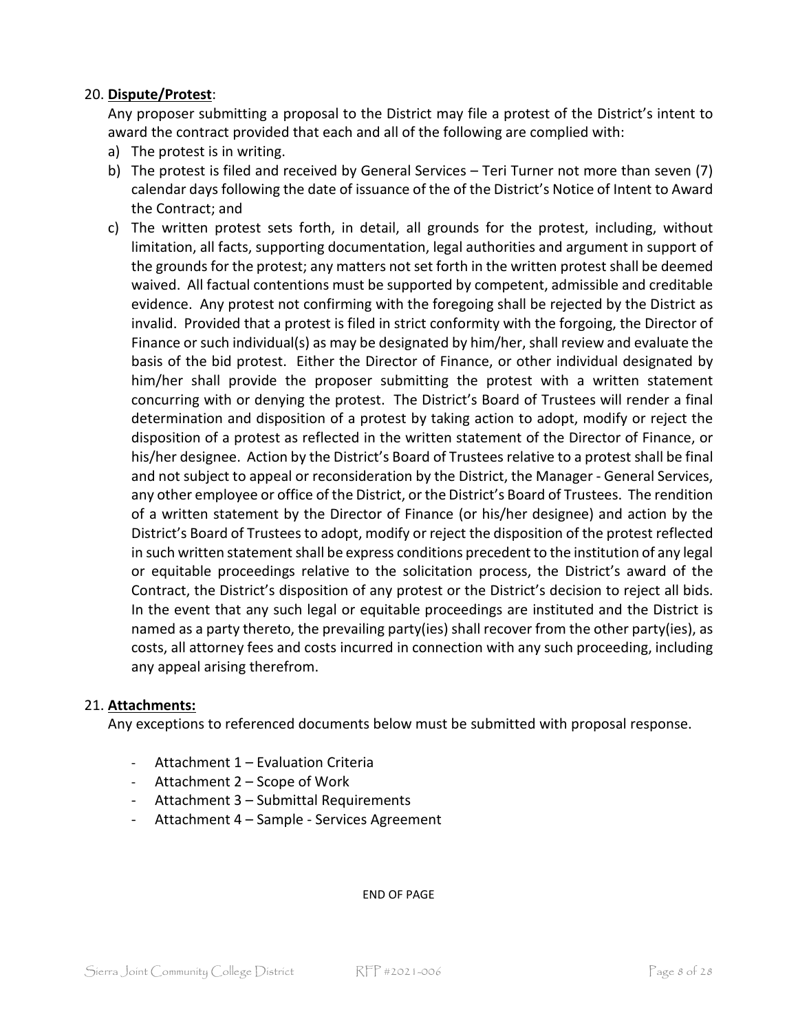20. **Dispute/Protest**:

Any proposer submitting a proposal to the District may file a protest of the District's intent to award the contract provided that each and all of the following are complied with:

a) The protest is in writing.

b) The protest is filed and received by General Services – Teri Turner not more than seven (7) calendar days following the date of issuance of the of the District's Notice of Intent to Award the Contract; and

c) The written protest sets forth, in detail, all grounds for the protest, including, without limitation, all facts, supporting documentation, legal authorities and argument in support of the grounds for the protest; any matters not set forth in the written protest shall be deemed waived. All factual contentions must be supported by competent, admissible and creditable evidence. Any protest not confirming with the foregoing shall be rejected by the District as invalid. Provided that a protest is filed in strict conformity with the forgoing, the Director of Finance or such individual(s) as may be designated by him/her, shall review and evaluate the basis of the bid protest. Either the Director of Finance, or other individual designated by him/her shall provide the proposer submitting the protest with a written statement concurring with or denying the protest. The District's Board of Trustees will render a final determination and disposition of a protest by taking action to adopt, modify or reject the disposition of a protest as reflected in the written statement of the Director of Finance, or his/her designee. Action by the District's Board of Trustees relative to a protest shall be final and not subject to appeal or reconsideration by the District, the Manager - General Services, any other employee or office of the District, or the District's Board of Trustees. The rendition of a written statement by the Director of Finance (or his/her designee) and action by the District's Board of Trustees to adopt, modify or reject the disposition of the protest reflected in such written statement shall be express conditions precedent to the institution of any legal or equitable proceedings relative to the solicitation process, the District's award of the Contract, the District's disposition of any protest or the District's decision to reject all bids. In the event that any such legal or equitable proceedings are instituted and the District is named as a party thereto, the prevailing party(ies) shall recover from the other party(ies), as costs, all attorney fees and costs incurred in connection with any such proceeding, including any appeal arising therefrom.

21. **Attachments:**

Any exceptions to referenced documents below must be submitted with proposal response.

- Attachment 1 – Evaluation Criteria
- Attachment 2 – Scope of Work
- Attachment 3 – Submittal Requirements
- Attachment 4 – Sample - Services Agreement

END OF PAGE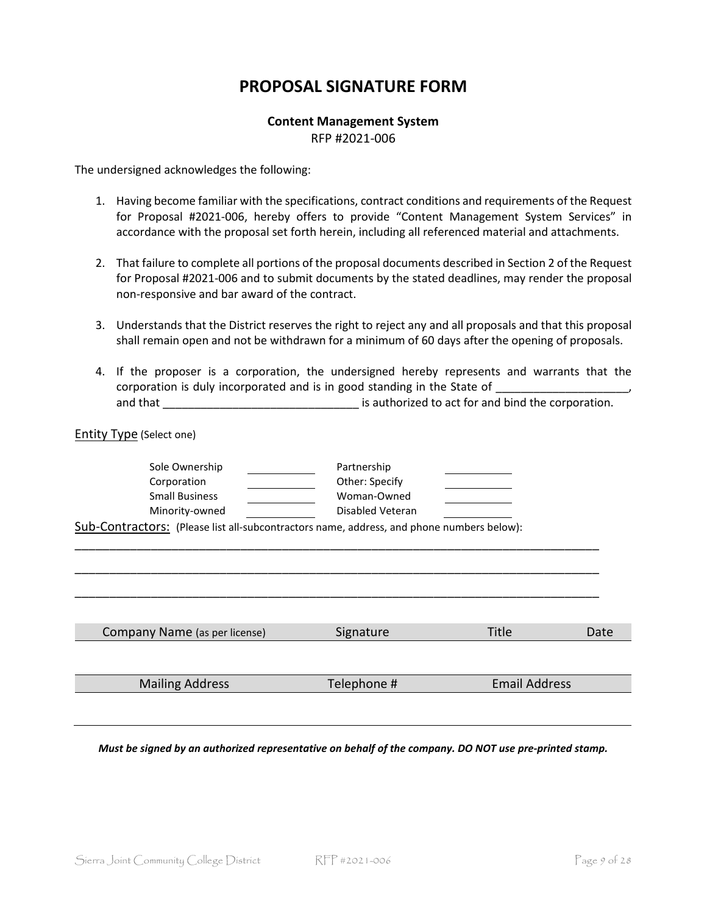# PROPOSAL SIGNATURE FORM

**Content Management System**

RFP #2021-006

The undersigned acknowledges the following:

1. Having become familiar with the specifications, contract conditions and requirements of the Request for Proposal #2021-006, hereby offers to provide "Content Management System Services" in accordance with the proposal set forth herein, including all referenced material and attachments.

2. That failure to complete all portions of the proposal documents described in Section 2 of the Request for Proposal #2021-006 and to submit documents by the stated deadlines, may render the proposal non-responsive and bar award of the contract.

3. Understands that the District reserves the right to reject any and all proposals and that this proposal shall remain open and not be withdrawn for a minimum of 60 days after the opening of proposals.

4. If the proposer is a corporation, the undersigned hereby represents and warrants that the corporation is duly incorporated and is in good standing in the State of ____________________, and that ______________________________ is authorized to act for and bind the corporation.

Entity Type (Select one)

| | | | |
|---|---|---|---|
| Sole Ownership | ________ | Partnership | ________ |
| Corporation | ________ | Other: Specify | ________ |
| Small Business | ________ | Woman-Owned | ________ |
| Minority-owned | ________ | Disabled Veteran | ________ |

Sub-Contractors: (Please list all-subcontractors name, address, and phone numbers below):

_______________________________________________________________________________

_______________________________________________________________________________

_______________________________________________________________________________

| Company Name (as per license) | Signature | Title | Date |
|---|---|---|---|
| | | | |

| Mailing Address | Telephone # | Email Address |
|---|---|---|
| | | |

***Must be signed by an authorized representative on behalf of the company. DO NOT use pre-printed stamp.***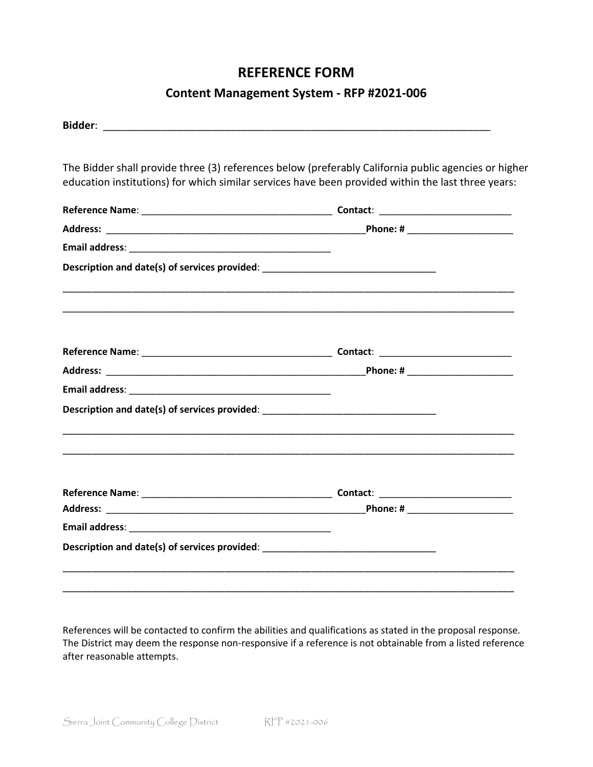# REFERENCE FORM

## Content Management System - RFP #2021-006

**Bidder**: ______________________________________________________________________

The Bidder shall provide three (3) references below (preferably California public agencies or higher education institutions) for which similar services have been provided within the last three years:

**Reference Name**: ____________________________________ **Contact**: _________________________

**Address:** _________________________________________________**Phone: #** ____________________

**Email address**: _______________________________________

**Description and date(s) of services provided**: _________________________________

_____________________________________________________________________________________

_____________________________________________________________________________________

**Reference Name**: ____________________________________ **Contact**: _________________________

**Address:** _________________________________________________**Phone: #** ____________________

**Email address**: _______________________________________

**Description and date(s) of services provided**: _________________________________

_____________________________________________________________________________________

_____________________________________________________________________________________

**Reference Name**: ____________________________________ **Contact**: _________________________

**Address:** _________________________________________________**Phone: #** ____________________

**Email address**: _______________________________________

**Description and date(s) of services provided**: _________________________________

_____________________________________________________________________________________

_____________________________________________________________________________________

References will be contacted to confirm the abilities and qualifications as stated in the proposal response. The District may deem the response non-responsive if a reference is not obtainable from a listed reference after reasonable attempts.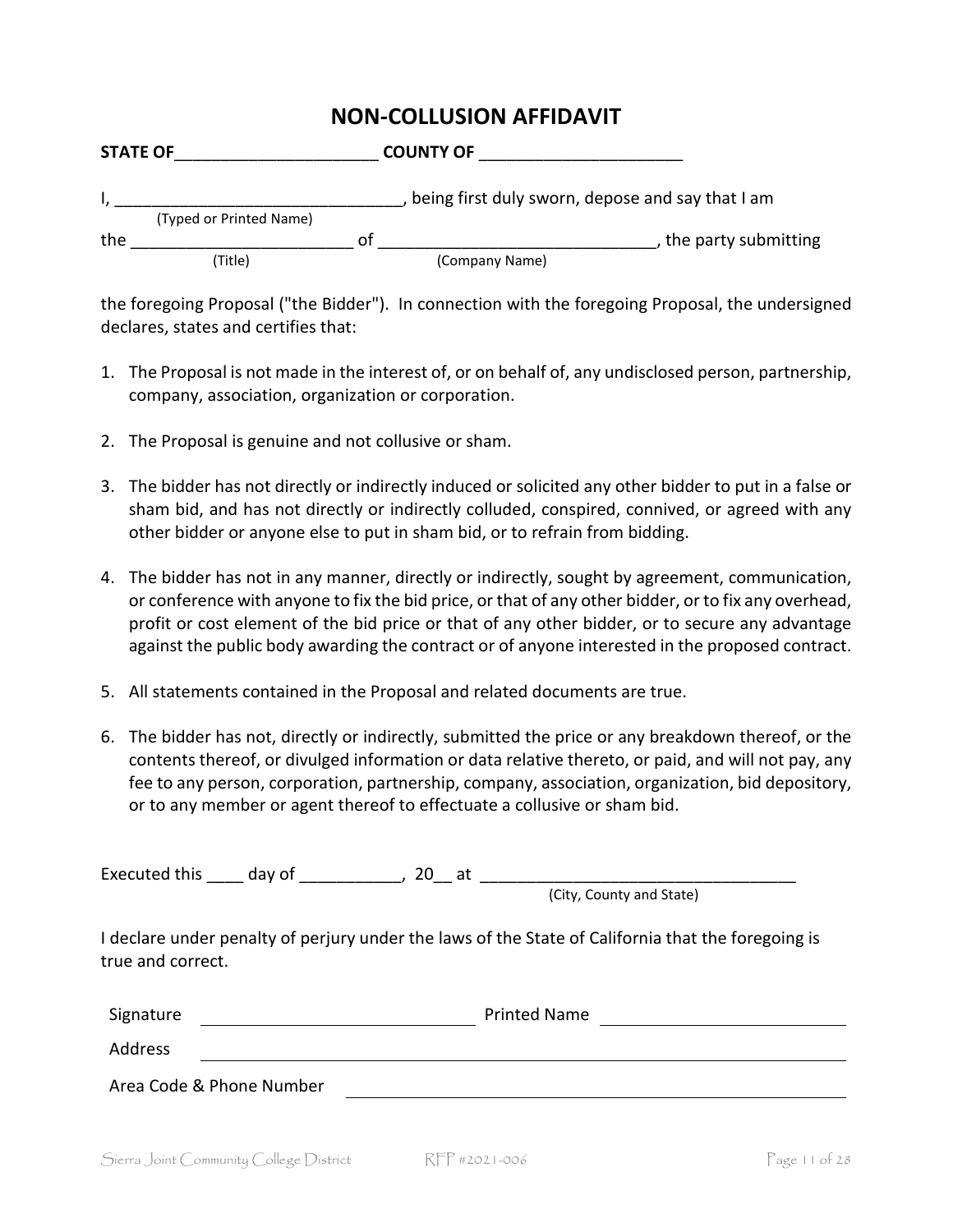# NON-COLLUSION AFFIDAVIT

**STATE OF**______________________ **COUNTY OF** ______________________

I, _______________________________, being first duly sworn, depose and say that I am
(Typed or Printed Name)
the ________________________ of ______________________________, the party submitting
(Title) (Company Name)

the foregoing Proposal ("the Bidder"). In connection with the foregoing Proposal, the undersigned declares, states and certifies that:

1. The Proposal is not made in the interest of, or on behalf of, any undisclosed person, partnership, company, association, organization or corporation.

2. The Proposal is genuine and not collusive or sham.

3. The bidder has not directly or indirectly induced or solicited any other bidder to put in a false or sham bid, and has not directly or indirectly colluded, conspired, connived, or agreed with any other bidder or anyone else to put in sham bid, or to refrain from bidding.

4. The bidder has not in any manner, directly or indirectly, sought by agreement, communication, or conference with anyone to fix the bid price, or that of any other bidder, or to fix any overhead, profit or cost element of the bid price or that of any other bidder, or to secure any advantage against the public body awarding the contract or of anyone interested in the proposed contract.

5. All statements contained in the Proposal and related documents are true.

6. The bidder has not, directly or indirectly, submitted the price or any breakdown thereof, or the contents thereof, or divulged information or data relative thereto, or paid, and will not pay, any fee to any person, corporation, partnership, company, association, organization, bid depository, or to any member or agent thereof to effectuate a collusive or sham bid.

Executed this ____ day of ___________, 20__ at __________________________________
(City, County and State)

I declare under penalty of perjury under the laws of the State of California that the foregoing is true and correct.

Signature ______________________________ Printed Name ______________________________

Address ____________________________________________________________

Area Code & Phone Number ______________________________________________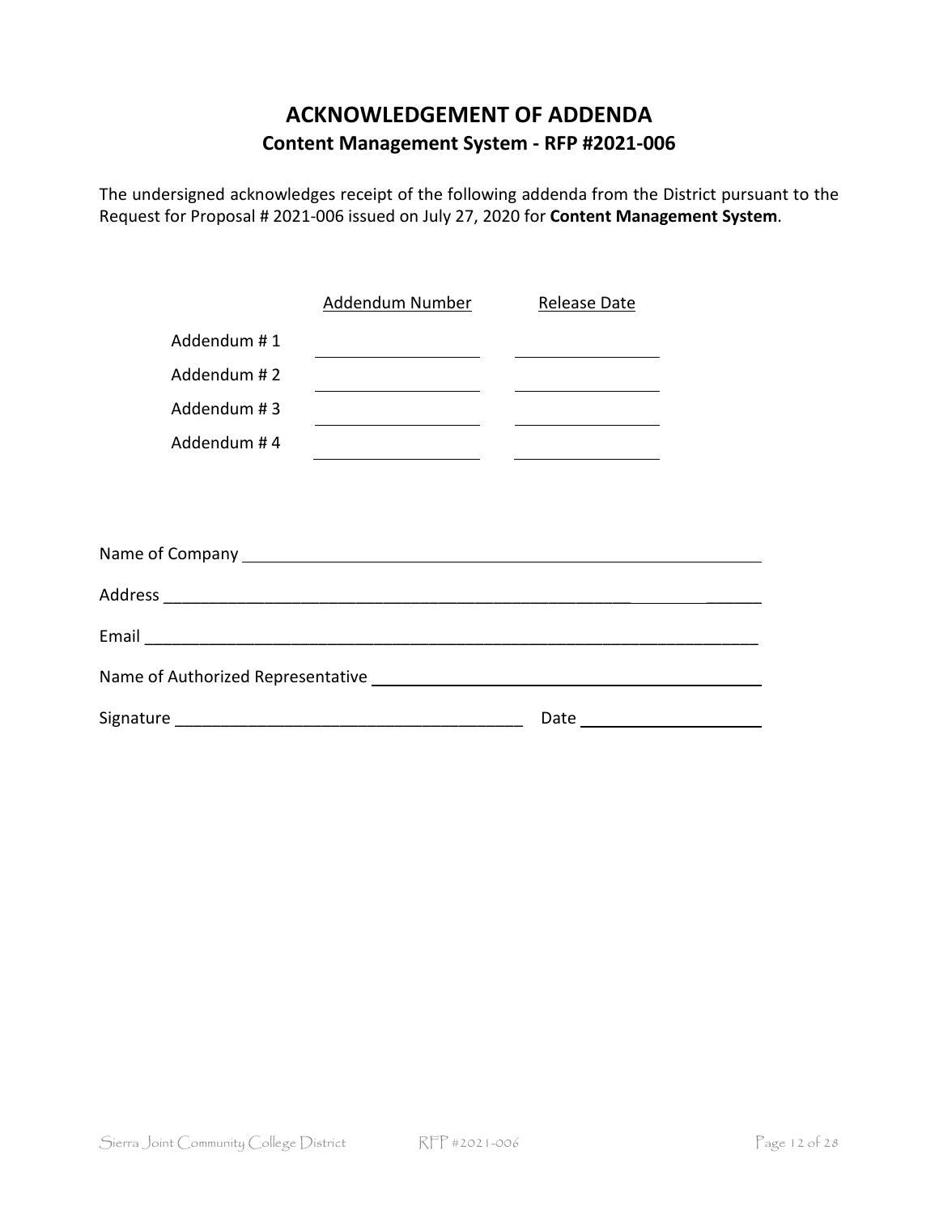# ACKNOWLEDGEMENT OF ADDENDA

## Content Management System - RFP #2021-006

The undersigned acknowledges receipt of the following addenda from the District pursuant to the Request for Proposal # 2021-006 issued on July 27, 2020 for **Content Management System**.

| | Addendum Number | Release Date |
|---|---|---|
| Addendum # 1 | ____________ | ____________ |
| Addendum # 2 | ____________ | ____________ |
| Addendum # 3 | ____________ | ____________ |
| Addendum # 4 | ____________ | ____________ |

Name of Company ________________________________________________

Address ________________________________________________

Email ________________________________________________

Name of Authorized Representative ________________________________

Signature ______________________________ Date ______________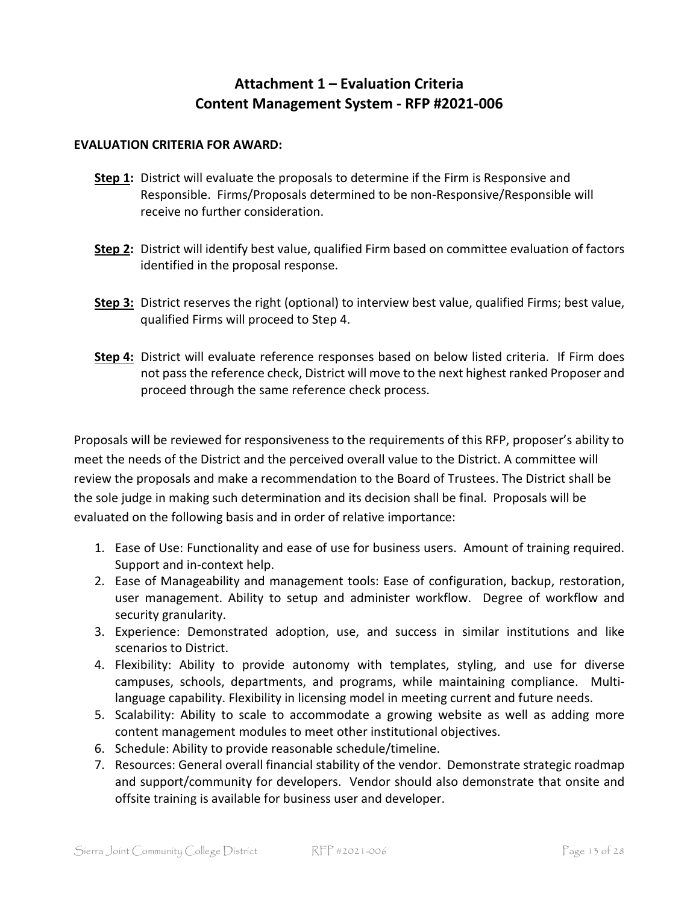# Attachment 1 – Evaluation Criteria
# Content Management System - RFP #2021-006

**EVALUATION CRITERIA FOR AWARD:**

**Step 1:** District will evaluate the proposals to determine if the Firm is Responsive and Responsible. Firms/Proposals determined to be non-Responsive/Responsible will receive no further consideration.

**Step 2:** District will identify best value, qualified Firm based on committee evaluation of factors identified in the proposal response.

**Step 3:** District reserves the right (optional) to interview best value, qualified Firms; best value, qualified Firms will proceed to Step 4.

**Step 4:** District will evaluate reference responses based on below listed criteria. If Firm does not pass the reference check, District will move to the next highest ranked Proposer and proceed through the same reference check process.

Proposals will be reviewed for responsiveness to the requirements of this RFP, proposer's ability to meet the needs of the District and the perceived overall value to the District. A committee will review the proposals and make a recommendation to the Board of Trustees. The District shall be the sole judge in making such determination and its decision shall be final. Proposals will be evaluated on the following basis and in order of relative importance:

1. Ease of Use: Functionality and ease of use for business users. Amount of training required. Support and in-context help.
2. Ease of Manageability and management tools: Ease of configuration, backup, restoration, user management. Ability to setup and administer workflow. Degree of workflow and security granularity.
3. Experience: Demonstrated adoption, use, and success in similar institutions and like scenarios to District.
4. Flexibility: Ability to provide autonomy with templates, styling, and use for diverse campuses, schools, departments, and programs, while maintaining compliance. Multi-language capability. Flexibility in licensing model in meeting current and future needs.
5. Scalability: Ability to scale to accommodate a growing website as well as adding more content management modules to meet other institutional objectives.
6. Schedule: Ability to provide reasonable schedule/timeline.
7. Resources: General overall financial stability of the vendor. Demonstrate strategic roadmap and support/community for developers. Vendor should also demonstrate that onsite and offsite training is available for business user and developer.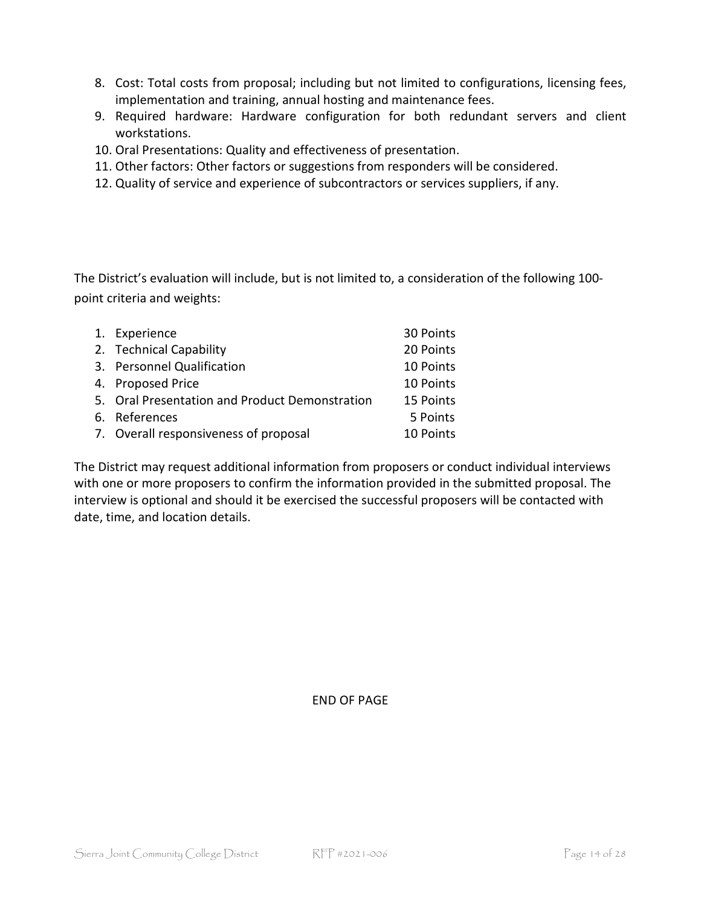8. Cost: Total costs from proposal; including but not limited to configurations, licensing fees, implementation and training, annual hosting and maintenance fees.
9. Required hardware: Hardware configuration for both redundant servers and client workstations.
10. Oral Presentations: Quality and effectiveness of presentation.
11. Other factors: Other factors or suggestions from responders will be considered.
12. Quality of service and experience of subcontractors or services suppliers, if any.

The District's evaluation will include, but is not limited to, a consideration of the following 100-point criteria and weights:

| | |
|---|---|
| 1. Experience | 30 Points |
| 2. Technical Capability | 20 Points |
| 3. Personnel Qualification | 10 Points |
| 4. Proposed Price | 10 Points |
| 5. Oral Presentation and Product Demonstration | 15 Points |
| 6. References | 5 Points |
| 7. Overall responsiveness of proposal | 10 Points |

The District may request additional information from proposers or conduct individual interviews with one or more proposers to confirm the information provided in the submitted proposal. The interview is optional and should it be exercised the successful proposers will be contacted with date, time, and location details.

END OF PAGE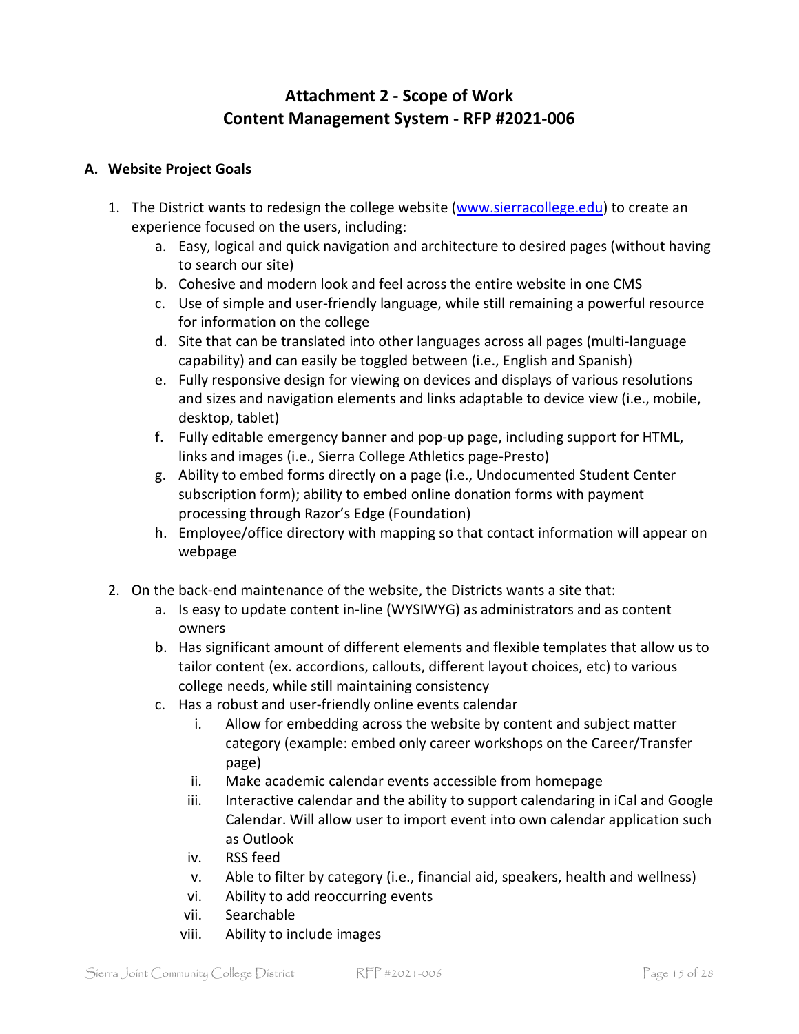# Attachment 2 - Scope of Work
# Content Management System - RFP #2021-006

## A. Website Project Goals

1. The District wants to redesign the college website (www.sierracollege.edu) to create an experience focused on the users, including:
    a. Easy, logical and quick navigation and architecture to desired pages (without having to search our site)
    b. Cohesive and modern look and feel across the entire website in one CMS
    c. Use of simple and user-friendly language, while still remaining a powerful resource for information on the college
    d. Site that can be translated into other languages across all pages (multi-language capability) and can easily be toggled between (i.e., English and Spanish)
    e. Fully responsive design for viewing on devices and displays of various resolutions and sizes and navigation elements and links adaptable to device view (i.e., mobile, desktop, tablet)
    f. Fully editable emergency banner and pop-up page, including support for HTML, links and images (i.e., Sierra College Athletics page-Presto)
    g. Ability to embed forms directly on a page (i.e., Undocumented Student Center subscription form); ability to embed online donation forms with payment processing through Razor's Edge (Foundation)
    h. Employee/office directory with mapping so that contact information will appear on webpage

2. On the back-end maintenance of the website, the Districts wants a site that:
    a. Is easy to update content in-line (WYSIWYG) as administrators and as content owners
    b. Has significant amount of different elements and flexible templates that allow us to tailor content (ex. accordions, callouts, different layout choices, etc) to various college needs, while still maintaining consistency
    c. Has a robust and user-friendly online events calendar
        i. Allow for embedding across the website by content and subject matter category (example: embed only career workshops on the Career/Transfer page)
        ii. Make academic calendar events accessible from homepage
        iii. Interactive calendar and the ability to support calendaring in iCal and Google Calendar. Will allow user to import event into own calendar application such as Outlook
        iv. RSS feed
        v. Able to filter by category (i.e., financial aid, speakers, health and wellness)
        vi. Ability to add reoccurring events
        vii. Searchable
        viii. Ability to include images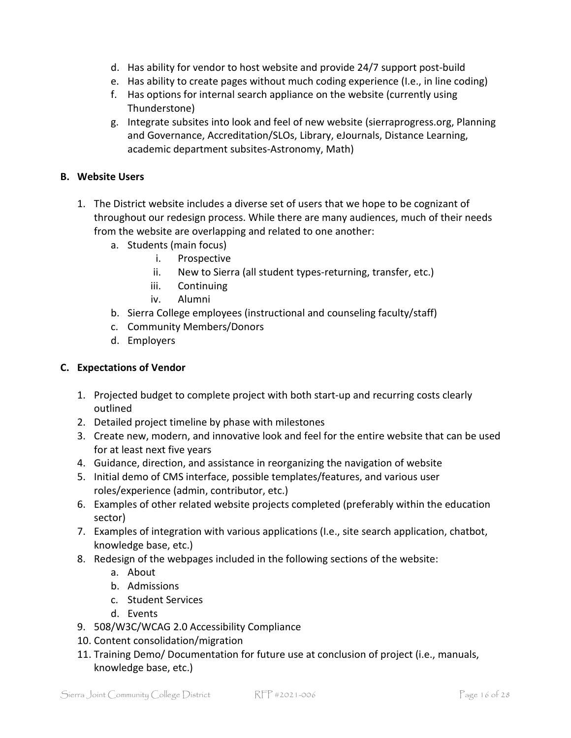d. Has ability for vendor to host website and provide 24/7 support post-build
e. Has ability to create pages without much coding experience (I.e., in line coding)
f. Has options for internal search appliance on the website (currently using Thunderstone)
g. Integrate subsites into look and feel of new website (sierraprogress.org, Planning and Governance, Accreditation/SLOs, Library, eJournals, Distance Learning, academic department subsites-Astronomy, Math)

## B. Website Users

1. The District website includes a diverse set of users that we hope to be cognizant of throughout our redesign process. While there are many audiences, much of their needs from the website are overlapping and related to one another:
   a. Students (main focus)
      i. Prospective
      ii. New to Sierra (all student types-returning, transfer, etc.)
      iii. Continuing
      iv. Alumni
   b. Sierra College employees (instructional and counseling faculty/staff)
   c. Community Members/Donors
   d. Employers

## C. Expectations of Vendor

1. Projected budget to complete project with both start-up and recurring costs clearly outlined
2. Detailed project timeline by phase with milestones
3. Create new, modern, and innovative look and feel for the entire website that can be used for at least next five years
4. Guidance, direction, and assistance in reorganizing the navigation of website
5. Initial demo of CMS interface, possible templates/features, and various user roles/experience (admin, contributor, etc.)
6. Examples of other related website projects completed (preferably within the education sector)
7. Examples of integration with various applications (I.e., site search application, chatbot, knowledge base, etc.)
8. Redesign of the webpages included in the following sections of the website:
   a. About
   b. Admissions
   c. Student Services
   d. Events
9. 508/W3C/WCAG 2.0 Accessibility Compliance
10. Content consolidation/migration
11. Training Demo/ Documentation for future use at conclusion of project (i.e., manuals, knowledge base, etc.)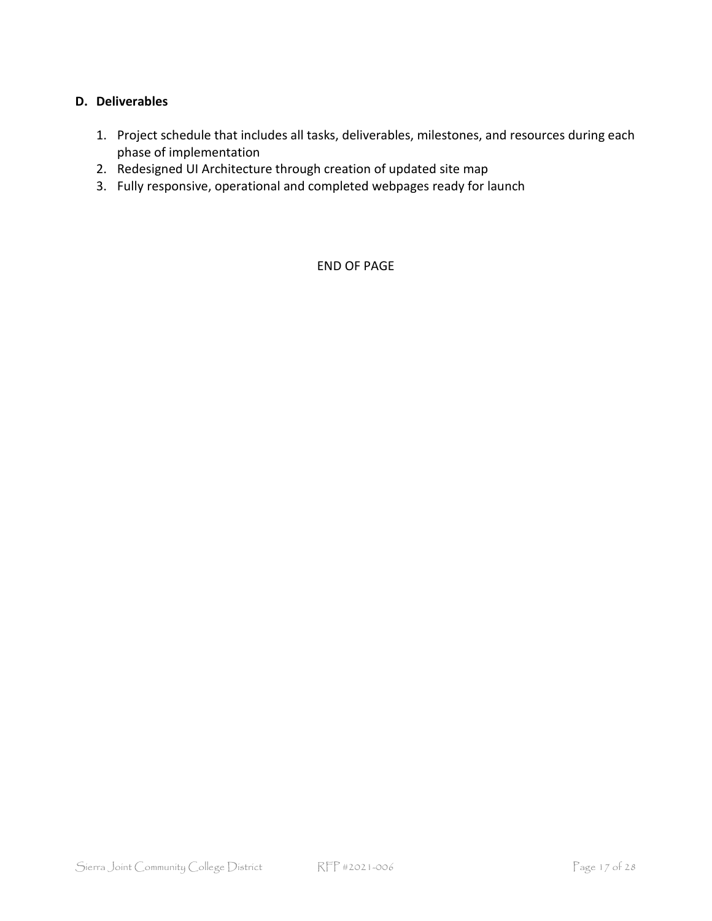### D. Deliverables

1. Project schedule that includes all tasks, deliverables, milestones, and resources during each phase of implementation
2. Redesigned UI Architecture through creation of updated site map
3. Fully responsive, operational and completed webpages ready for launch

END OF PAGE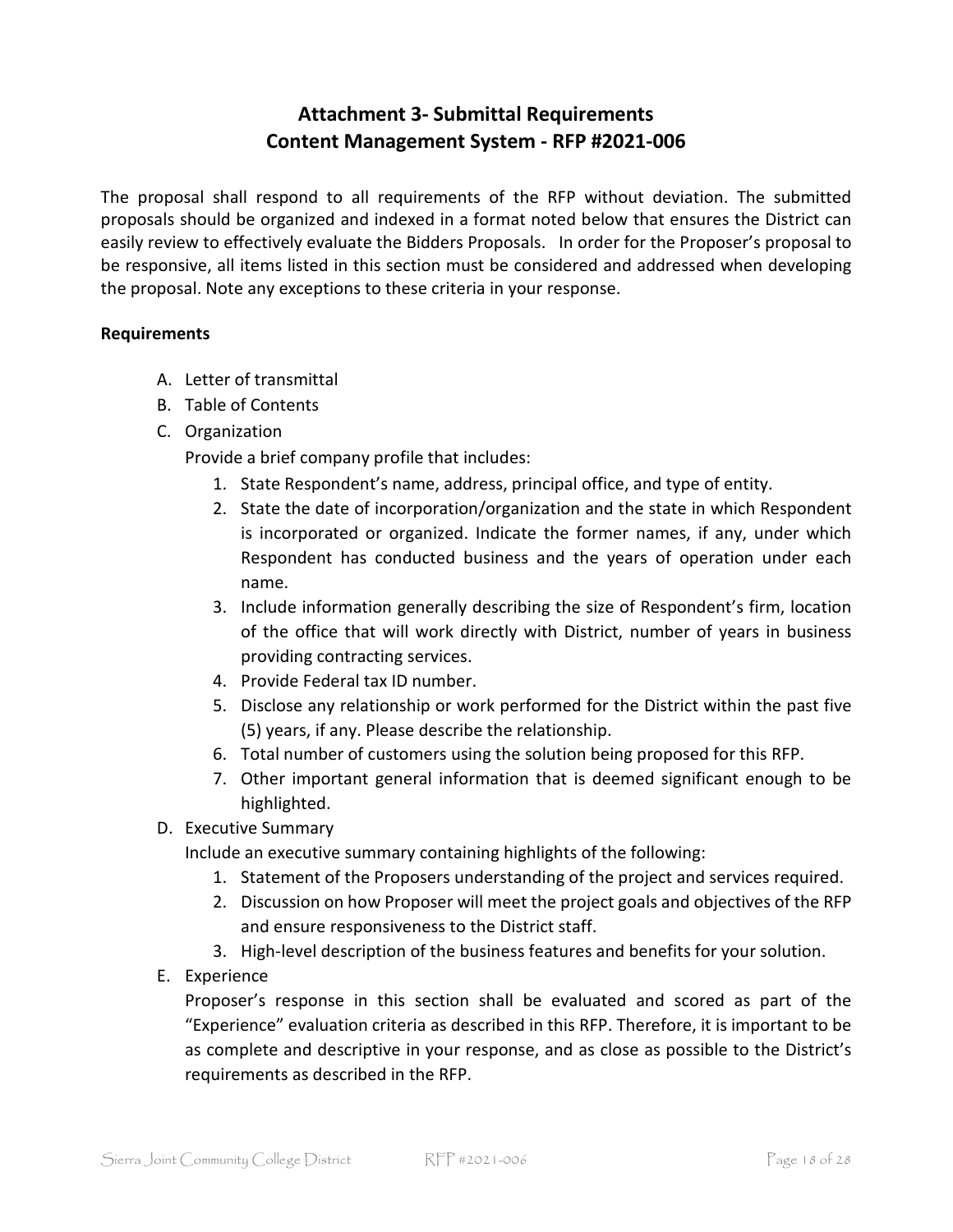# Attachment 3- Submittal Requirements
# Content Management System - RFP #2021-006

The proposal shall respond to all requirements of the RFP without deviation. The submitted proposals should be organized and indexed in a format noted below that ensures the District can easily review to effectively evaluate the Bidders Proposals. In order for the Proposer's proposal to be responsive, all items listed in this section must be considered and addressed when developing the proposal. Note any exceptions to these criteria in your response.

**Requirements**

A. Letter of transmittal
B. Table of Contents
C. Organization
   Provide a brief company profile that includes:
   1. State Respondent's name, address, principal office, and type of entity.
   2. State the date of incorporation/organization and the state in which Respondent is incorporated or organized. Indicate the former names, if any, under which Respondent has conducted business and the years of operation under each name.
   3. Include information generally describing the size of Respondent's firm, location of the office that will work directly with District, number of years in business providing contracting services.
   4. Provide Federal tax ID number.
   5. Disclose any relationship or work performed for the District within the past five (5) years, if any. Please describe the relationship.
   6. Total number of customers using the solution being proposed for this RFP.
   7. Other important general information that is deemed significant enough to be highlighted.
D. Executive Summary
   Include an executive summary containing highlights of the following:
   1. Statement of the Proposers understanding of the project and services required.
   2. Discussion on how Proposer will meet the project goals and objectives of the RFP and ensure responsiveness to the District staff.
   3. High-level description of the business features and benefits for your solution.
E. Experience
   Proposer's response in this section shall be evaluated and scored as part of the "Experience" evaluation criteria as described in this RFP. Therefore, it is important to be as complete and descriptive in your response, and as close as possible to the District's requirements as described in the RFP.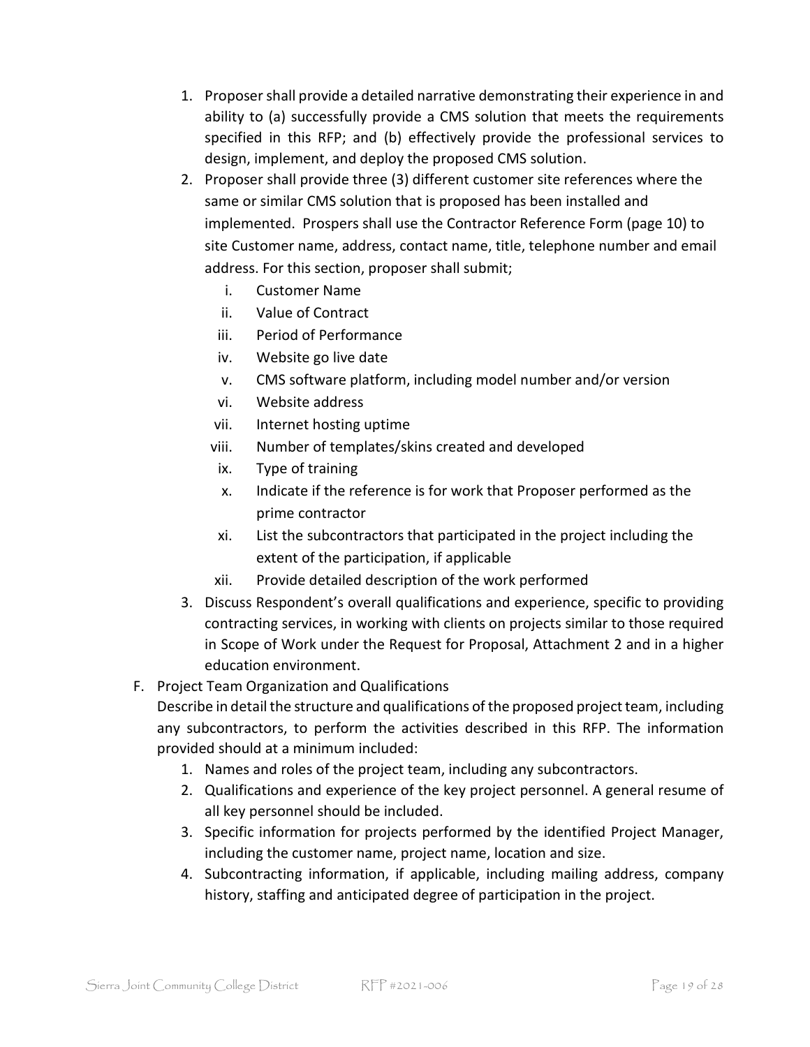1. Proposer shall provide a detailed narrative demonstrating their experience in and ability to (a) successfully provide a CMS solution that meets the requirements specified in this RFP; and (b) effectively provide the professional services to design, implement, and deploy the proposed CMS solution.
2. Proposer shall provide three (3) different customer site references where the same or similar CMS solution that is proposed has been installed and implemented. Prospers shall use the Contractor Reference Form (page 10) to site Customer name, address, contact name, title, telephone number and email address. For this section, proposer shall submit;
    i. Customer Name
    ii. Value of Contract
    iii. Period of Performance
    iv. Website go live date
    v. CMS software platform, including model number and/or version
    vi. Website address
    vii. Internet hosting uptime
    viii. Number of templates/skins created and developed
    ix. Type of training
    x. Indicate if the reference is for work that Proposer performed as the prime contractor
    xi. List the subcontractors that participated in the project including the extent of the participation, if applicable
    xii. Provide detailed description of the work performed
3. Discuss Respondent's overall qualifications and experience, specific to providing contracting services, in working with clients on projects similar to those required in Scope of Work under the Request for Proposal, Attachment 2 and in a higher education environment.

F. Project Team Organization and Qualifications

Describe in detail the structure and qualifications of the proposed project team, including any subcontractors, to perform the activities described in this RFP. The information provided should at a minimum included:

1. Names and roles of the project team, including any subcontractors.
2. Qualifications and experience of the key project personnel. A general resume of all key personnel should be included.
3. Specific information for projects performed by the identified Project Manager, including the customer name, project name, location and size.
4. Subcontracting information, if applicable, including mailing address, company history, staffing and anticipated degree of participation in the project.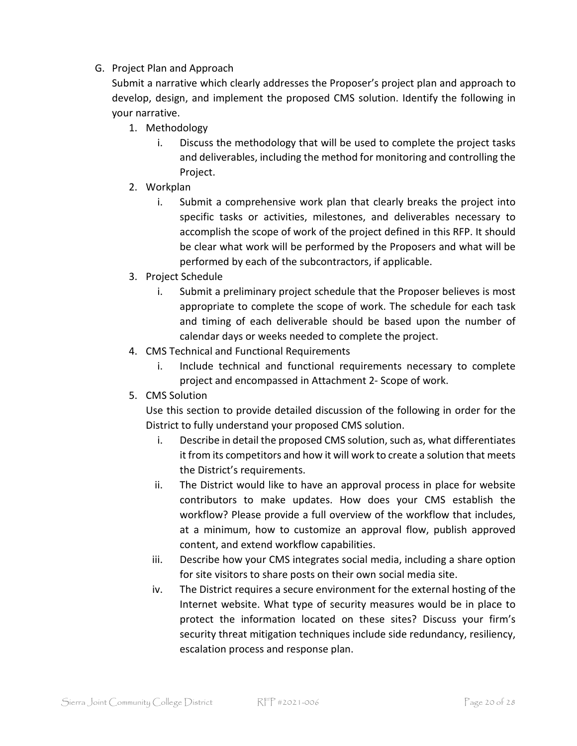G. Project Plan and Approach

Submit a narrative which clearly addresses the Proposer's project plan and approach to develop, design, and implement the proposed CMS solution. Identify the following in your narrative.

1. Methodology
   - i. Discuss the methodology that will be used to complete the project tasks and deliverables, including the method for monitoring and controlling the Project.
2. Workplan
   - i. Submit a comprehensive work plan that clearly breaks the project into specific tasks or activities, milestones, and deliverables necessary to accomplish the scope of work of the project defined in this RFP. It should be clear what work will be performed by the Proposers and what will be performed by each of the subcontractors, if applicable.
3. Project Schedule
   - i. Submit a preliminary project schedule that the Proposer believes is most appropriate to complete the scope of work. The schedule for each task and timing of each deliverable should be based upon the number of calendar days or weeks needed to complete the project.
4. CMS Technical and Functional Requirements
   - i. Include technical and functional requirements necessary to complete project and encompassed in Attachment 2- Scope of work.
5. CMS Solution

   Use this section to provide detailed discussion of the following in order for the District to fully understand your proposed CMS solution.

   - i. Describe in detail the proposed CMS solution, such as, what differentiates it from its competitors and how it will work to create a solution that meets the District's requirements.
   - ii. The District would like to have an approval process in place for website contributors to make updates. How does your CMS establish the workflow? Please provide a full overview of the workflow that includes, at a minimum, how to customize an approval flow, publish approved content, and extend workflow capabilities.
   - iii. Describe how your CMS integrates social media, including a share option for site visitors to share posts on their own social media site.
   - iv. The District requires a secure environment for the external hosting of the Internet website. What type of security measures would be in place to protect the information located on these sites? Discuss your firm's security threat mitigation techniques include side redundancy, resiliency, escalation process and response plan.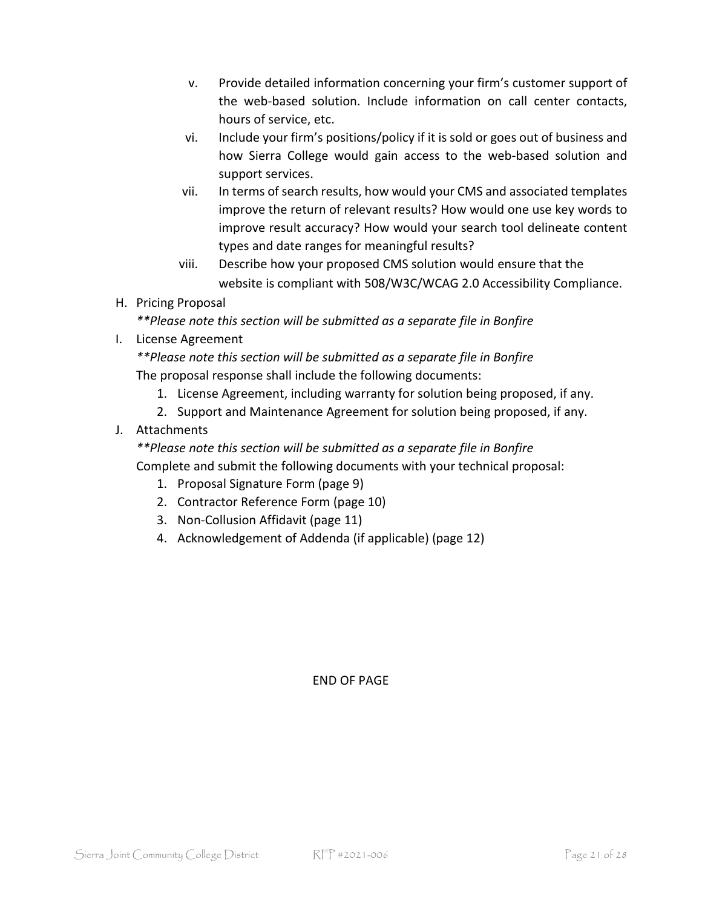v. Provide detailed information concerning your firm's customer support of the web-based solution. Include information on call center contacts, hours of service, etc.

vi. Include your firm's positions/policy if it is sold or goes out of business and how Sierra College would gain access to the web-based solution and support services.

vii. In terms of search results, how would your CMS and associated templates improve the return of relevant results? How would one use key words to improve result accuracy? How would your search tool delineate content types and date ranges for meaningful results?

viii. Describe how your proposed CMS solution would ensure that the website is compliant with 508/W3C/WCAG 2.0 Accessibility Compliance.

H. Pricing Proposal

*\*\*Please note this section will be submitted as a separate file in Bonfire*

I. License Agreement

*\*\*Please note this section will be submitted as a separate file in Bonfire*

The proposal response shall include the following documents:

1. License Agreement, including warranty for solution being proposed, if any.
2. Support and Maintenance Agreement for solution being proposed, if any.

J. Attachments

*\*\*Please note this section will be submitted as a separate file in Bonfire*

Complete and submit the following documents with your technical proposal:

1. Proposal Signature Form (page 9)
2. Contractor Reference Form (page 10)
3. Non-Collusion Affidavit (page 11)
4. Acknowledgement of Addenda (if applicable) (page 12)

END OF PAGE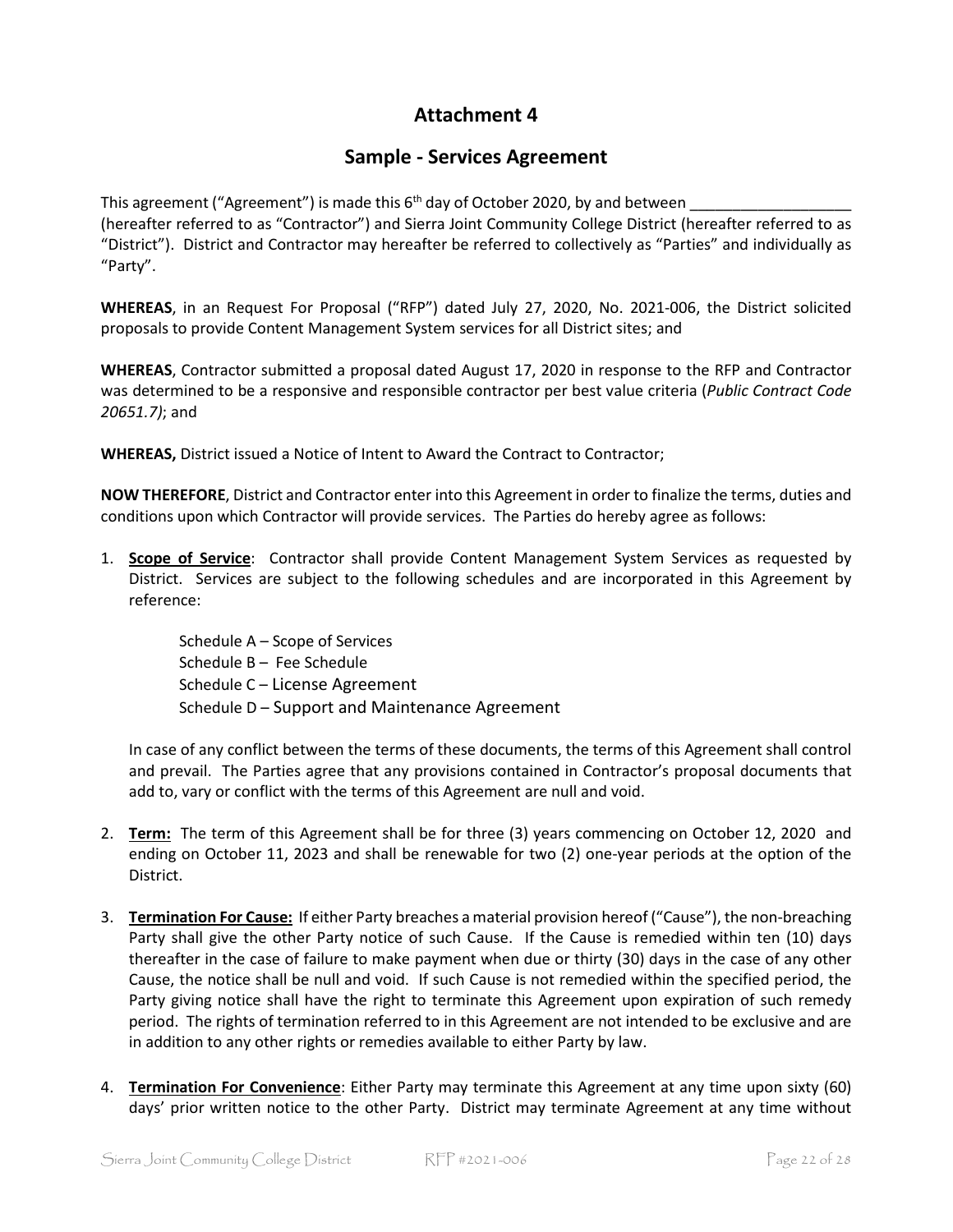# Attachment 4

## Sample - Services Agreement

This agreement ("Agreement") is made this 6th day of October 2020, by and between ___________________ (hereafter referred to as "Contractor") and Sierra Joint Community College District (hereafter referred to as "District"). District and Contractor may hereafter be referred to collectively as "Parties" and individually as "Party".

**WHEREAS**, in an Request For Proposal ("RFP") dated July 27, 2020, No. 2021-006, the District solicited proposals to provide Content Management System services for all District sites; and

**WHEREAS**, Contractor submitted a proposal dated August 17, 2020 in response to the RFP and Contractor was determined to be a responsive and responsible contractor per best value criteria (*Public Contract Code 20651.7)*; and

**WHEREAS,** District issued a Notice of Intent to Award the Contract to Contractor;

**NOW THEREFORE**, District and Contractor enter into this Agreement in order to finalize the terms, duties and conditions upon which Contractor will provide services. The Parties do hereby agree as follows:

1. **<u>Scope of Service</u>**: Contractor shall provide Content Management System Services as requested by District. Services are subject to the following schedules and are incorporated in this Agreement by reference:

   Schedule A – Scope of Services
   Schedule B – Fee Schedule
   Schedule C – License Agreement
   Schedule D – Support and Maintenance Agreement

   In case of any conflict between the terms of these documents, the terms of this Agreement shall control and prevail. The Parties agree that any provisions contained in Contractor's proposal documents that add to, vary or conflict with the terms of this Agreement are null and void.

2. **<u>Term:</u>** The term of this Agreement shall be for three (3) years commencing on October 12, 2020 and ending on October 11, 2023 and shall be renewable for two (2) one-year periods at the option of the District.

3. **<u>Termination For Cause:</u>** If either Party breaches a material provision hereof ("Cause"), the non-breaching Party shall give the other Party notice of such Cause. If the Cause is remedied within ten (10) days thereafter in the case of failure to make payment when due or thirty (30) days in the case of any other Cause, the notice shall be null and void. If such Cause is not remedied within the specified period, the Party giving notice shall have the right to terminate this Agreement upon expiration of such remedy period. The rights of termination referred to in this Agreement are not intended to be exclusive and are in addition to any other rights or remedies available to either Party by law.

4. **<u>Termination For Convenience</u>**: Either Party may terminate this Agreement at any time upon sixty (60) days' prior written notice to the other Party. District may terminate Agreement at any time without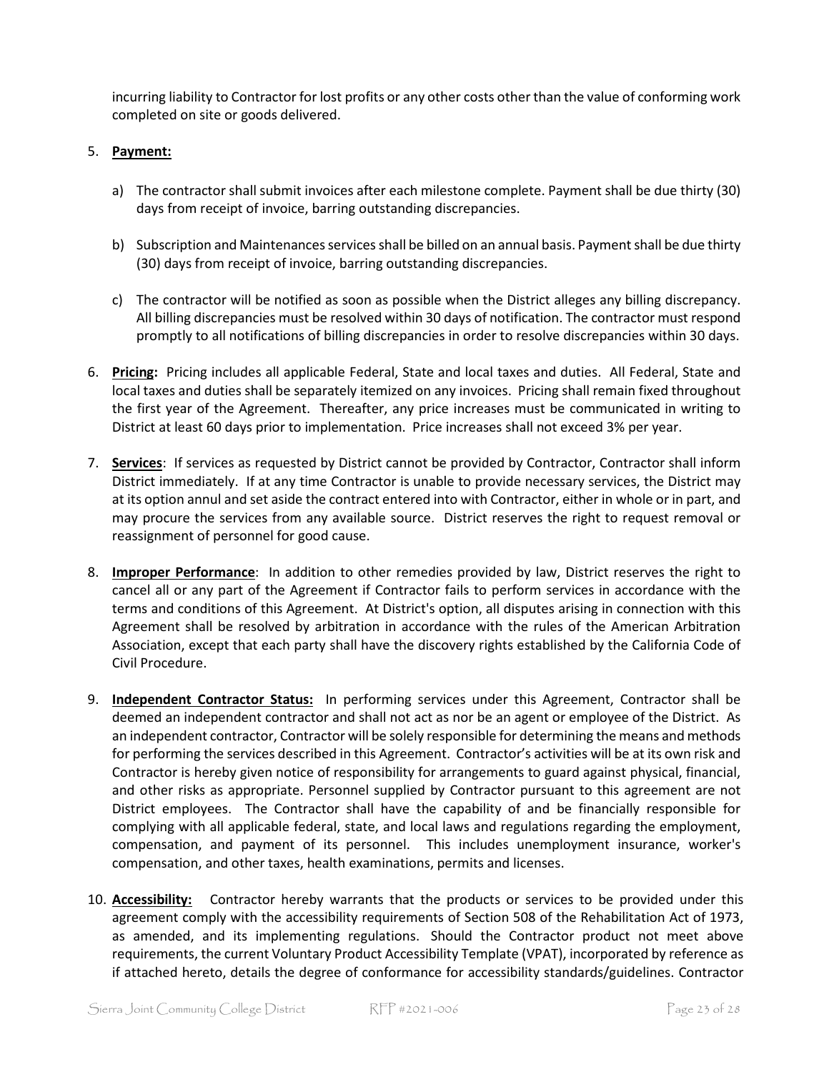incurring liability to Contractor for lost profits or any other costs other than the value of conforming work completed on site or goods delivered.

5. **Payment:**

   a) The contractor shall submit invoices after each milestone complete. Payment shall be due thirty (30) days from receipt of invoice, barring outstanding discrepancies.

   b) Subscription and Maintenances services shall be billed on an annual basis. Payment shall be due thirty (30) days from receipt of invoice, barring outstanding discrepancies.

   c) The contractor will be notified as soon as possible when the District alleges any billing discrepancy. All billing discrepancies must be resolved within 30 days of notification. The contractor must respond promptly to all notifications of billing discrepancies in order to resolve discrepancies within 30 days.

6. **Pricing:** Pricing includes all applicable Federal, State and local taxes and duties. All Federal, State and local taxes and duties shall be separately itemized on any invoices. Pricing shall remain fixed throughout the first year of the Agreement. Thereafter, any price increases must be communicated in writing to District at least 60 days prior to implementation. Price increases shall not exceed 3% per year.

7. **Services**: If services as requested by District cannot be provided by Contractor, Contractor shall inform District immediately. If at any time Contractor is unable to provide necessary services, the District may at its option annul and set aside the contract entered into with Contractor, either in whole or in part, and may procure the services from any available source. District reserves the right to request removal or reassignment of personnel for good cause.

8. **Improper Performance**: In addition to other remedies provided by law, District reserves the right to cancel all or any part of the Agreement if Contractor fails to perform services in accordance with the terms and conditions of this Agreement. At District's option, all disputes arising in connection with this Agreement shall be resolved by arbitration in accordance with the rules of the American Arbitration Association, except that each party shall have the discovery rights established by the California Code of Civil Procedure.

9. **Independent Contractor Status:** In performing services under this Agreement, Contractor shall be deemed an independent contractor and shall not act as nor be an agent or employee of the District. As an independent contractor, Contractor will be solely responsible for determining the means and methods for performing the services described in this Agreement. Contractor's activities will be at its own risk and Contractor is hereby given notice of responsibility for arrangements to guard against physical, financial, and other risks as appropriate. Personnel supplied by Contractor pursuant to this agreement are not District employees. The Contractor shall have the capability of and be financially responsible for complying with all applicable federal, state, and local laws and regulations regarding the employment, compensation, and payment of its personnel. This includes unemployment insurance, worker's compensation, and other taxes, health examinations, permits and licenses.

10. **Accessibility:** Contractor hereby warrants that the products or services to be provided under this agreement comply with the accessibility requirements of Section 508 of the Rehabilitation Act of 1973, as amended, and its implementing regulations. Should the Contractor product not meet above requirements, the current Voluntary Product Accessibility Template (VPAT), incorporated by reference as if attached hereto, details the degree of conformance for accessibility standards/guidelines. Contractor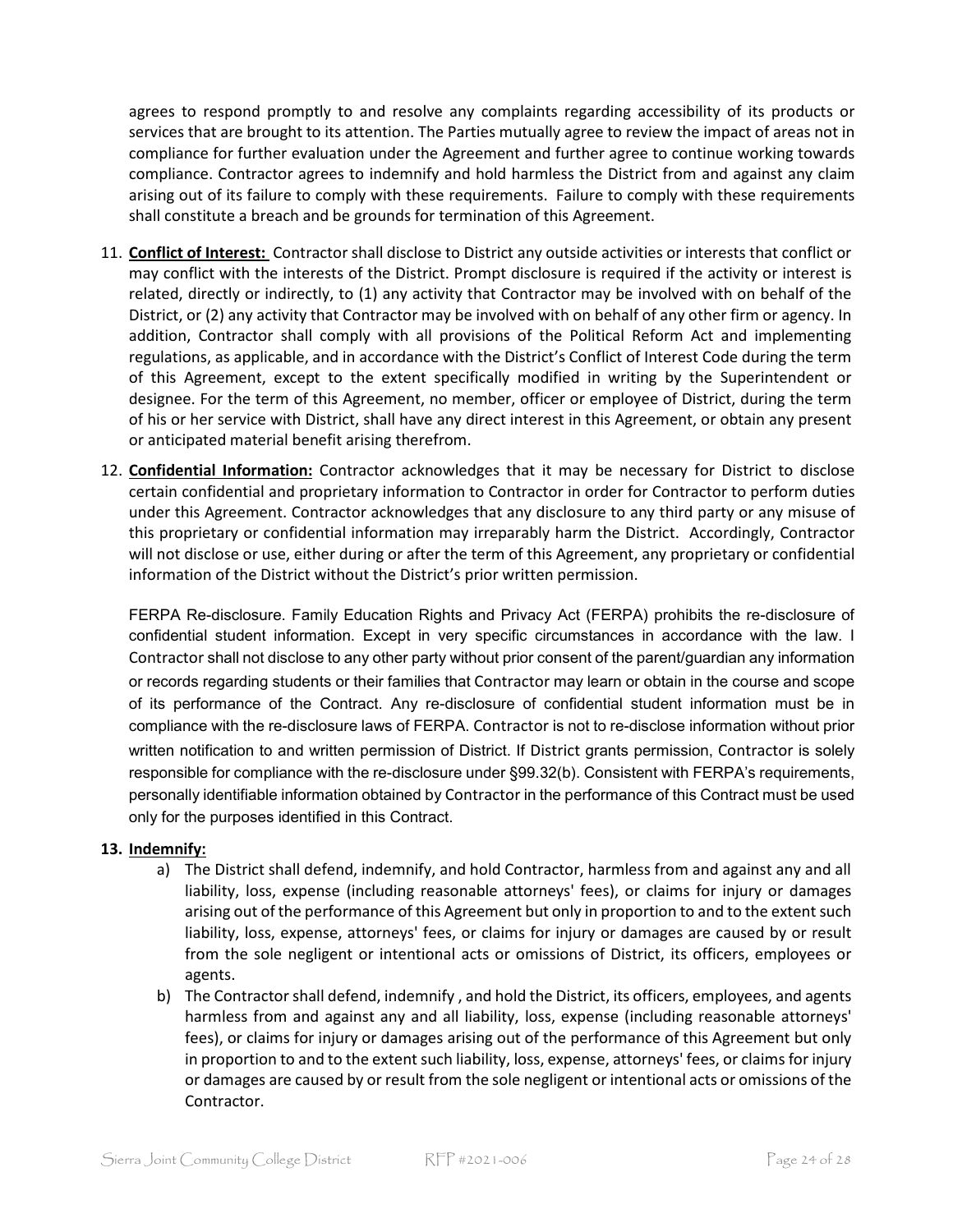agrees to respond promptly to and resolve any complaints regarding accessibility of its products or services that are brought to its attention. The Parties mutually agree to review the impact of areas not in compliance for further evaluation under the Agreement and further agree to continue working towards compliance. Contractor agrees to indemnify and hold harmless the District from and against any claim arising out of its failure to comply with these requirements. Failure to comply with these requirements shall constitute a breach and be grounds for termination of this Agreement.

11. **Conflict of Interest:** Contractor shall disclose to District any outside activities or interests that conflict or may conflict with the interests of the District. Prompt disclosure is required if the activity or interest is related, directly or indirectly, to (1) any activity that Contractor may be involved with on behalf of the District, or (2) any activity that Contractor may be involved with on behalf of any other firm or agency. In addition, Contractor shall comply with all provisions of the Political Reform Act and implementing regulations, as applicable, and in accordance with the District's Conflict of Interest Code during the term of this Agreement, except to the extent specifically modified in writing by the Superintendent or designee. For the term of this Agreement, no member, officer or employee of District, during the term of his or her service with District, shall have any direct interest in this Agreement, or obtain any present or anticipated material benefit arising therefrom.

12. **Confidential Information:** Contractor acknowledges that it may be necessary for District to disclose certain confidential and proprietary information to Contractor in order for Contractor to perform duties under this Agreement. Contractor acknowledges that any disclosure to any third party or any misuse of this proprietary or confidential information may irreparably harm the District. Accordingly, Contractor will not disclose or use, either during or after the term of this Agreement, any proprietary or confidential information of the District without the District's prior written permission.

    FERPA Re-disclosure. Family Education Rights and Privacy Act (FERPA) prohibits the re-disclosure of confidential student information. Except in very specific circumstances in accordance with the law. I Contractor shall not disclose to any other party without prior consent of the parent/guardian any information or records regarding students or their families that Contractor may learn or obtain in the course and scope of its performance of the Contract. Any re-disclosure of confidential student information must be in compliance with the re-disclosure laws of FERPA. Contractor is not to re-disclose information without prior written notification to and written permission of District. If District grants permission, Contractor is solely responsible for compliance with the re-disclosure under §99.32(b). Consistent with FERPA's requirements, personally identifiable information obtained by Contractor in the performance of this Contract must be used only for the purposes identified in this Contract.

13. **Indemnify:**
    a) The District shall defend, indemnify, and hold Contractor, harmless from and against any and all liability, loss, expense (including reasonable attorneys' fees), or claims for injury or damages arising out of the performance of this Agreement but only in proportion to and to the extent such liability, loss, expense, attorneys' fees, or claims for injury or damages are caused by or result from the sole negligent or intentional acts or omissions of District, its officers, employees or agents.
    b) The Contractor shall defend, indemnify , and hold the District, its officers, employees, and agents harmless from and against any and all liability, loss, expense (including reasonable attorneys' fees), or claims for injury or damages arising out of the performance of this Agreement but only in proportion to and to the extent such liability, loss, expense, attorneys' fees, or claims for injury or damages are caused by or result from the sole negligent or intentional acts or omissions of the Contractor.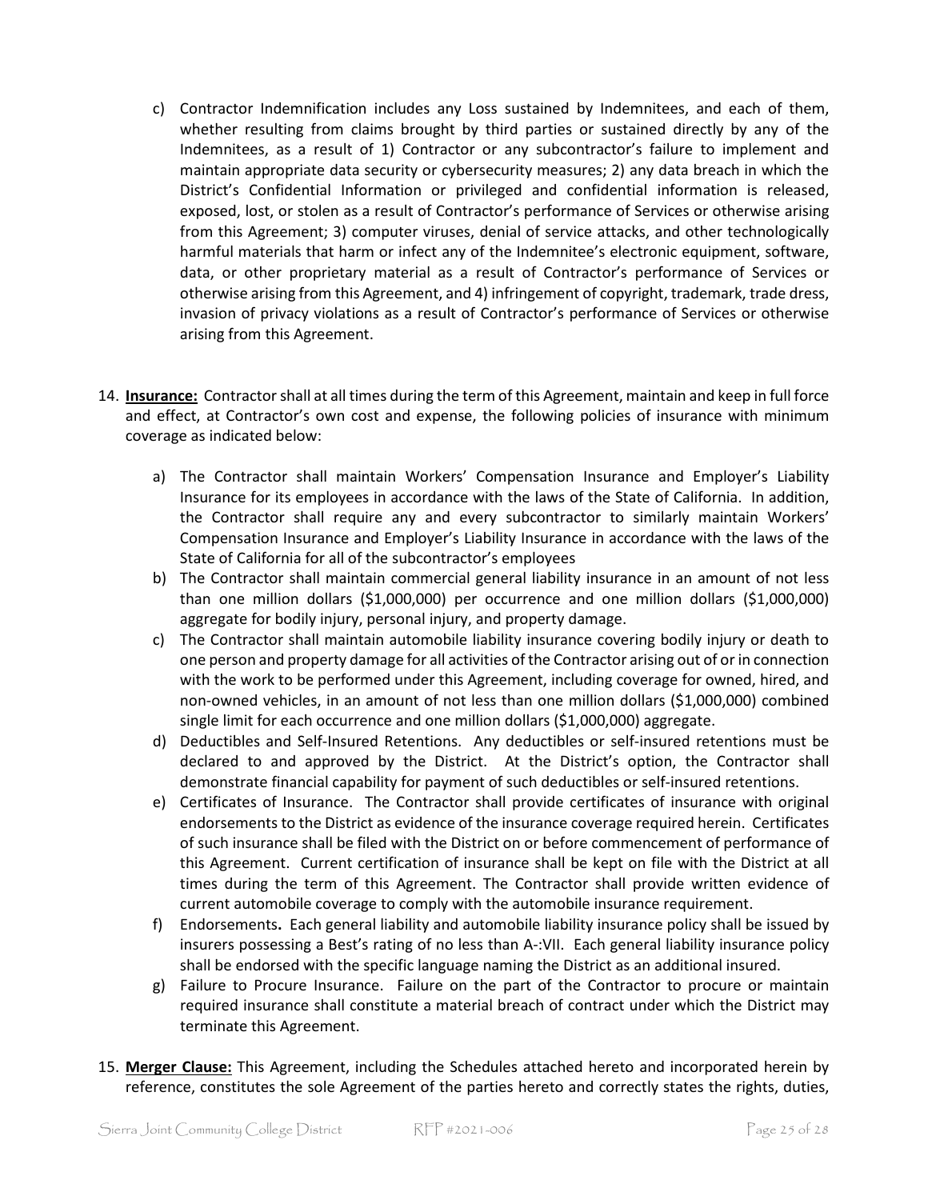c) Contractor Indemnification includes any Loss sustained by Indemnitees, and each of them, whether resulting from claims brought by third parties or sustained directly by any of the Indemnitees, as a result of 1) Contractor or any subcontractor's failure to implement and maintain appropriate data security or cybersecurity measures; 2) any data breach in which the District's Confidential Information or privileged and confidential information is released, exposed, lost, or stolen as a result of Contractor's performance of Services or otherwise arising from this Agreement; 3) computer viruses, denial of service attacks, and other technologically harmful materials that harm or infect any of the Indemnitee's electronic equipment, software, data, or other proprietary material as a result of Contractor's performance of Services or otherwise arising from this Agreement, and 4) infringement of copyright, trademark, trade dress, invasion of privacy violations as a result of Contractor's performance of Services or otherwise arising from this Agreement.

14. **Insurance:** Contractor shall at all times during the term of this Agreement, maintain and keep in full force and effect, at Contractor's own cost and expense, the following policies of insurance with minimum coverage as indicated below:

    a) The Contractor shall maintain Workers' Compensation Insurance and Employer's Liability Insurance for its employees in accordance with the laws of the State of California. In addition, the Contractor shall require any and every subcontractor to similarly maintain Workers' Compensation Insurance and Employer's Liability Insurance in accordance with the laws of the State of California for all of the subcontractor's employees

    b) The Contractor shall maintain commercial general liability insurance in an amount of not less than one million dollars ($1,000,000) per occurrence and one million dollars ($1,000,000) aggregate for bodily injury, personal injury, and property damage.

    c) The Contractor shall maintain automobile liability insurance covering bodily injury or death to one person and property damage for all activities of the Contractor arising out of or in connection with the work to be performed under this Agreement, including coverage for owned, hired, and non-owned vehicles, in an amount of not less than one million dollars ($1,000,000) combined single limit for each occurrence and one million dollars ($1,000,000) aggregate.

    d) Deductibles and Self-Insured Retentions. Any deductibles or self-insured retentions must be declared to and approved by the District. At the District's option, the Contractor shall demonstrate financial capability for payment of such deductibles or self-insured retentions.

    e) Certificates of Insurance. The Contractor shall provide certificates of insurance with original endorsements to the District as evidence of the insurance coverage required herein. Certificates of such insurance shall be filed with the District on or before commencement of performance of this Agreement. Current certification of insurance shall be kept on file with the District at all times during the term of this Agreement. The Contractor shall provide written evidence of current automobile coverage to comply with the automobile insurance requirement.

    f) Endorsements**.** Each general liability and automobile liability insurance policy shall be issued by insurers possessing a Best's rating of no less than A-:VII. Each general liability insurance policy shall be endorsed with the specific language naming the District as an additional insured.

    g) Failure to Procure Insurance. Failure on the part of the Contractor to procure or maintain required insurance shall constitute a material breach of contract under which the District may terminate this Agreement.

15. **Merger Clause:** This Agreement, including the Schedules attached hereto and incorporated herein by reference, constitutes the sole Agreement of the parties hereto and correctly states the rights, duties,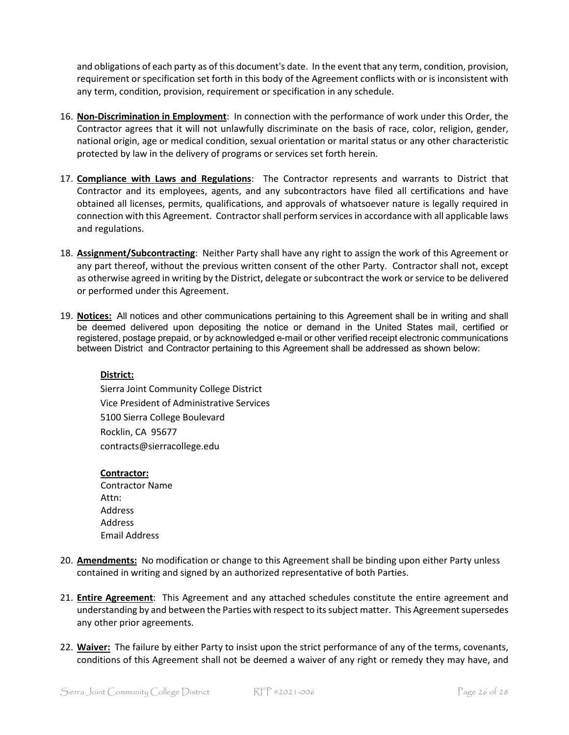and obligations of each party as of this document's date. In the event that any term, condition, provision, requirement or specification set forth in this body of the Agreement conflicts with or is inconsistent with any term, condition, provision, requirement or specification in any schedule.

16. **Non-Discrimination in Employment**: In connection with the performance of work under this Order, the Contractor agrees that it will not unlawfully discriminate on the basis of race, color, religion, gender, national origin, age or medical condition, sexual orientation or marital status or any other characteristic protected by law in the delivery of programs or services set forth herein.

17. **Compliance with Laws and Regulations**: The Contractor represents and warrants to District that Contractor and its employees, agents, and any subcontractors have filed all certifications and have obtained all licenses, permits, qualifications, and approvals of whatsoever nature is legally required in connection with this Agreement. Contractor shall perform services in accordance with all applicable laws and regulations.

18. **Assignment/Subcontracting**: Neither Party shall have any right to assign the work of this Agreement or any part thereof, without the previous written consent of the other Party. Contractor shall not, except as otherwise agreed in writing by the District, delegate or subcontract the work or service to be delivered or performed under this Agreement.

19. **Notices:** All notices and other communications pertaining to this Agreement shall be in writing and shall be deemed delivered upon depositing the notice or demand in the United States mail, certified or registered, postage prepaid, or by acknowledged e-mail or other verified receipt electronic communications between District and Contractor pertaining to this Agreement shall be addressed as shown below:

    **District:**
    Sierra Joint Community College District
    Vice President of Administrative Services
    5100 Sierra College Boulevard
    Rocklin, CA 95677
    contracts@sierracollege.edu

    **Contractor:**
    Contractor Name
    Attn:
    Address
    Address
    Email Address

20. **Amendments:** No modification or change to this Agreement shall be binding upon either Party unless contained in writing and signed by an authorized representative of both Parties.

21. **Entire Agreement**: This Agreement and any attached schedules constitute the entire agreement and understanding by and between the Parties with respect to its subject matter. This Agreement supersedes any other prior agreements.

22. **Waiver:** The failure by either Party to insist upon the strict performance of any of the terms, covenants, conditions of this Agreement shall not be deemed a waiver of any right or remedy they may have, and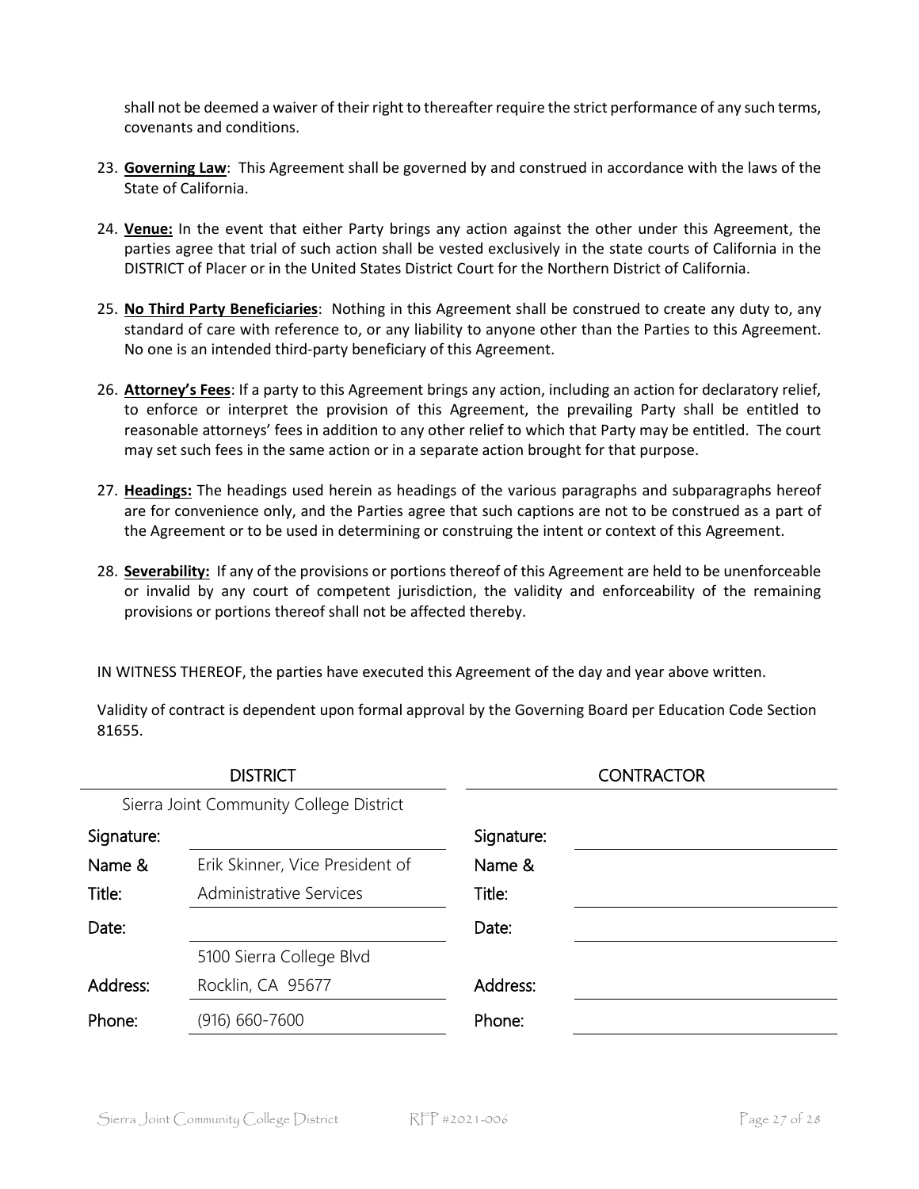shall not be deemed a waiver of their right to thereafter require the strict performance of any such terms, covenants and conditions.

23. **Governing Law**: This Agreement shall be governed by and construed in accordance with the laws of the State of California.

24. **Venue:** In the event that either Party brings any action against the other under this Agreement, the parties agree that trial of such action shall be vested exclusively in the state courts of California in the DISTRICT of Placer or in the United States District Court for the Northern District of California.

25. **No Third Party Beneficiaries**: Nothing in this Agreement shall be construed to create any duty to, any standard of care with reference to, or any liability to anyone other than the Parties to this Agreement. No one is an intended third-party beneficiary of this Agreement.

26. **Attorney's Fees**: If a party to this Agreement brings any action, including an action for declaratory relief, to enforce or interpret the provision of this Agreement, the prevailing Party shall be entitled to reasonable attorneys' fees in addition to any other relief to which that Party may be entitled. The court may set such fees in the same action or in a separate action brought for that purpose.

27. **Headings:** The headings used herein as headings of the various paragraphs and subparagraphs hereof are for convenience only, and the Parties agree that such captions are not to be construed as a part of the Agreement or to be used in determining or construing the intent or context of this Agreement.

28. **Severability:** If any of the provisions or portions thereof of this Agreement are held to be unenforceable or invalid by any court of competent jurisdiction, the validity and enforceability of the remaining provisions or portions thereof shall not be affected thereby.

IN WITNESS THEREOF, the parties have executed this Agreement of the day and year above written.

Validity of contract is dependent upon formal approval by the Governing Board per Education Code Section 81655.

| DISTRICT | | CONTRACTOR | |
|---|---|---|---|
| Sierra Joint Community College District | | | |
| Signature: | | Signature: | |
| Name & Title: | Erik Skinner, Vice President of Administrative Services | Name & Title: | |
| Date: | | Date: | |
| Address: | 5100 Sierra College Blvd Rocklin, CA 95677 | Address: | |
| Phone: | (916) 660-7600 | Phone: | |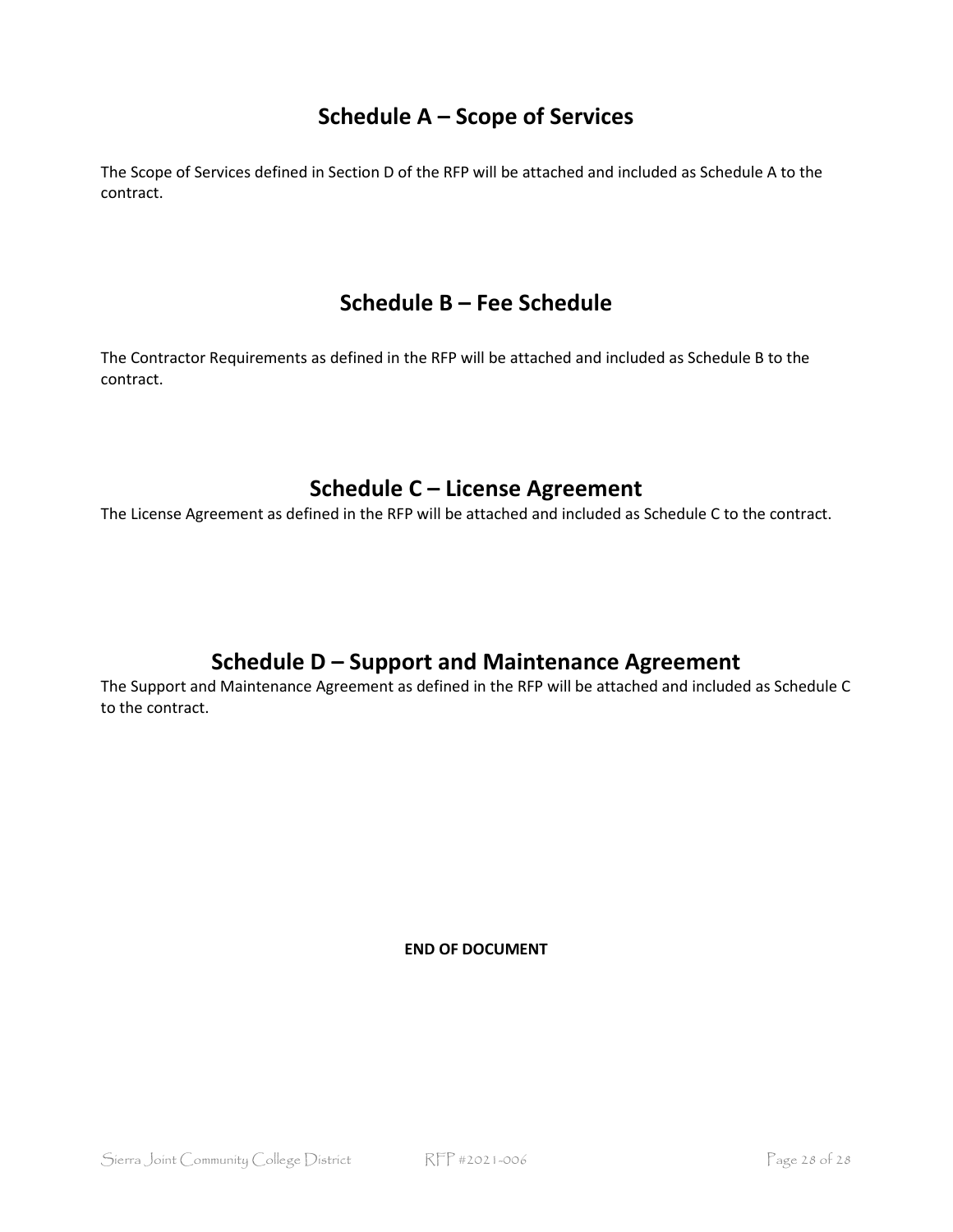## Schedule A – Scope of Services

The Scope of Services defined in Section D of the RFP will be attached and included as Schedule A to the contract.

## Schedule B – Fee Schedule

The Contractor Requirements as defined in the RFP will be attached and included as Schedule B to the contract.

## Schedule C – License Agreement

The License Agreement as defined in the RFP will be attached and included as Schedule C to the contract.

## Schedule D – Support and Maintenance Agreement

The Support and Maintenance Agreement as defined in the RFP will be attached and included as Schedule C to the contract.

**END OF DOCUMENT**